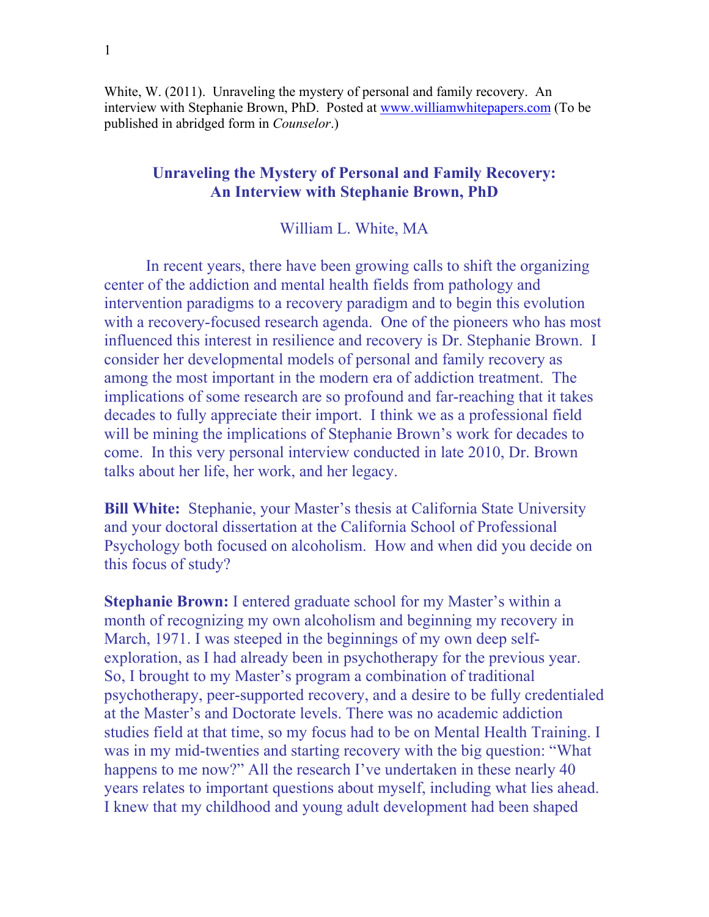White, W. (2011). Unraveling the mystery of personal and family recovery. An interview with Stephanie Brown, PhD. Posted at [www.williamwhitepapers.com](http://www.williamwhitepapers.com) (To be published in abridged form in *Counselor*.)

# Unraveling the Mystery of Personal and Family Recovery: An Interview with Stephanie Brown, PhD

William L. White, MA

In recent years, there have been growing calls to shift the organizing center of the addiction and mental health fields from pathology and intervention paradigms to a recovery paradigm and to begin this evolution with a recovery-focused research agenda. One of the pioneers who has most influenced this interest in resilience and recovery is Dr. Stephanie Brown. I consider her developmental models of personal and family recovery as among the most important in the modern era of addiction treatment. The implications of some research are so profound and far-reaching that it takes decades to fully appreciate their import. I think we as a professional field will be mining the implications of Stephanie Brown's work for decades to come. In this very personal interview conducted in late 2010, Dr. Brown talks about her life, her work, and her legacy.

**Bill White:** Stephanie, your Master's thesis at California State University and your doctoral dissertation at the California School of Professional Psychology both focused on alcoholism. How and when did you decide on this focus of study?

**Stephanie Brown:** I entered graduate school for my Master's within a month of recognizing my own alcoholism and beginning my recovery in March, 1971. I was steeped in the beginnings of my own deep self-exploration, as I had already been in psychotherapy for the previous year. So, I brought to my Master's program a combination of traditional psychotherapy, peer-supported recovery, and a desire to be fully credentialed at the Master's and Doctorate levels. There was no academic addiction studies field at that time, so my focus had to be on Mental Health Training. I was in my mid-twenties and starting recovery with the big question: "What happens to me now?" All the research I've undertaken in these nearly 40 years relates to important questions about myself, including what lies ahead. I knew that my childhood and young adult development had been shaped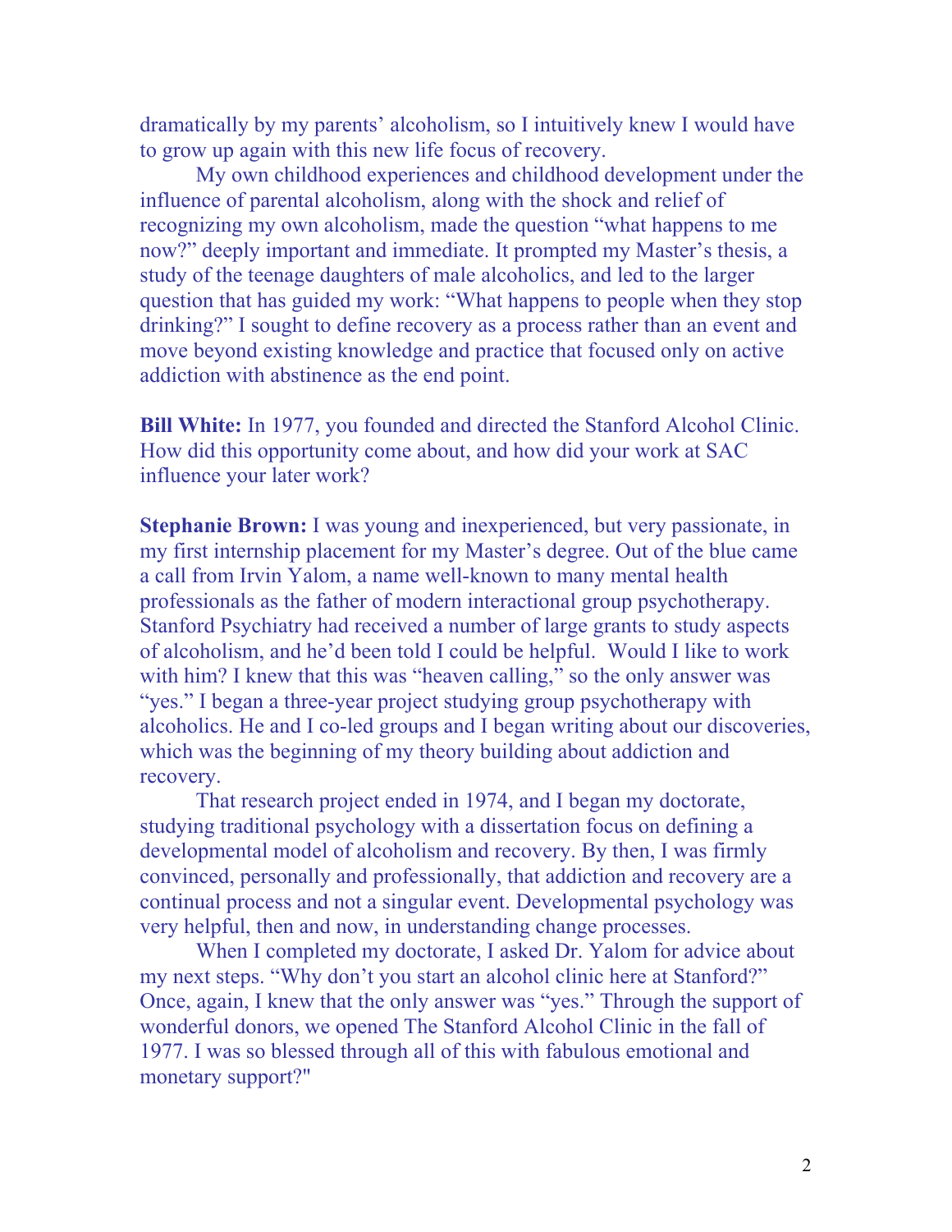dramatically by my parents' alcoholism, so I intuitively knew I would have to grow up again with this new life focus of recovery.

My own childhood experiences and childhood development under the influence of parental alcoholism, along with the shock and relief of recognizing my own alcoholism, made the question "what happens to me now?" deeply important and immediate. It prompted my Master's thesis, a study of the teenage daughters of male alcoholics, and led to the larger question that has guided my work: "What happens to people when they stop drinking?" I sought to define recovery as a process rather than an event and move beyond existing knowledge and practice that focused only on active addiction with abstinence as the end point.

**Bill White:** In 1977, you founded and directed the Stanford Alcohol Clinic. How did this opportunity come about, and how did your work at SAC influence your later work?

**Stephanie Brown:** I was young and inexperienced, but very passionate, in my first internship placement for my Master's degree. Out of the blue came a call from Irvin Yalom, a name well-known to many mental health professionals as the father of modern interactional group psychotherapy. Stanford Psychiatry had received a number of large grants to study aspects of alcoholism, and he'd been told I could be helpful. Would I like to work with him? I knew that this was "heaven calling," so the only answer was "yes." I began a three-year project studying group psychotherapy with alcoholics. He and I co-led groups and I began writing about our discoveries, which was the beginning of my theory building about addiction and recovery.

That research project ended in 1974, and I began my doctorate, studying traditional psychology with a dissertation focus on defining a developmental model of alcoholism and recovery. By then, I was firmly convinced, personally and professionally, that addiction and recovery are a continual process and not a singular event. Developmental psychology was very helpful, then and now, in understanding change processes.

When I completed my doctorate, I asked Dr. Yalom for advice about my next steps. "Why don't you start an alcohol clinic here at Stanford?" Once, again, I knew that the only answer was "yes." Through the support of wonderful donors, we opened The Stanford Alcohol Clinic in the fall of 1977. I was so blessed through all of this with fabulous emotional and monetary support?"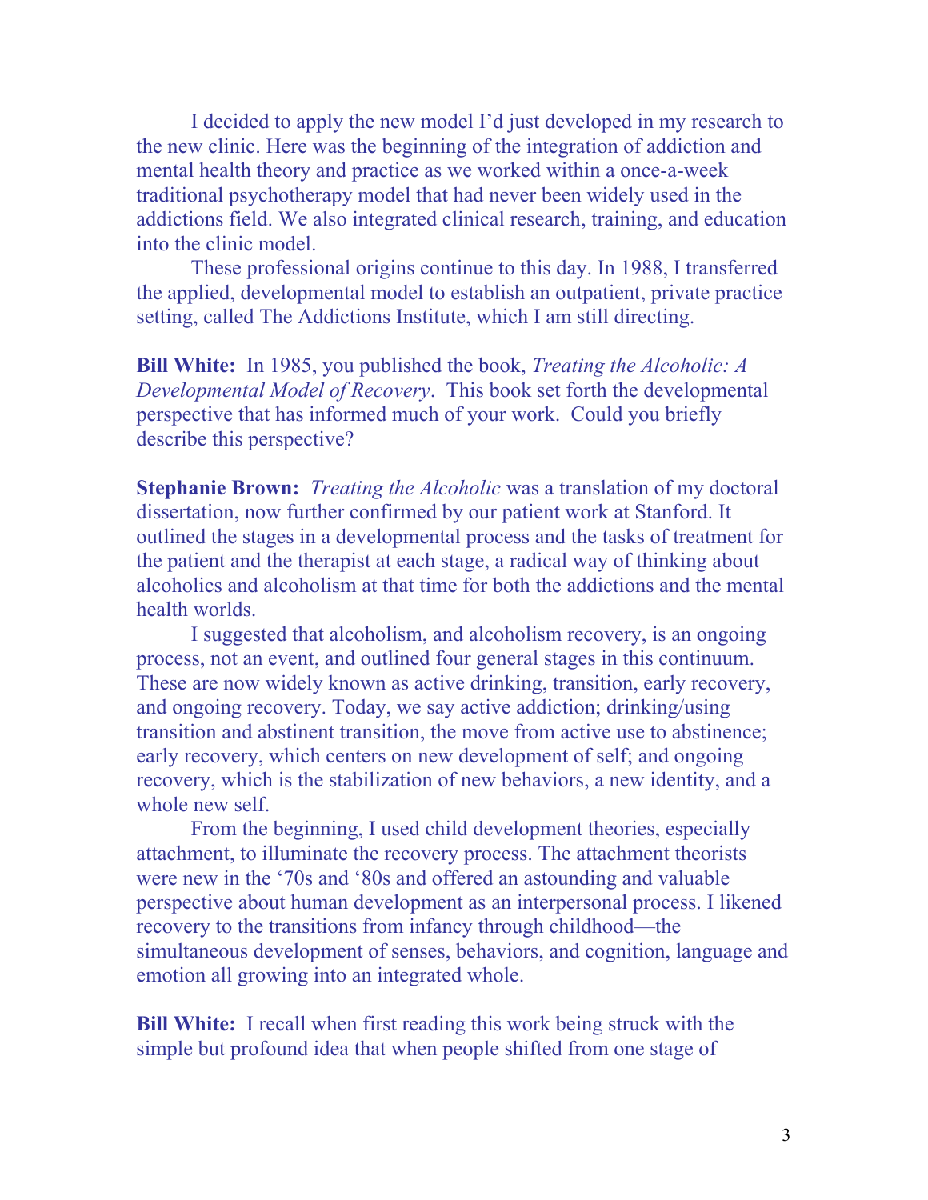I decided to apply the new model I'd just developed in my research to the new clinic. Here was the beginning of the integration of addiction and mental health theory and practice as we worked within a once-a-week traditional psychotherapy model that had never been widely used in the addictions field. We also integrated clinical research, training, and education into the clinic model.

These professional origins continue to this day. In 1988, I transferred the applied, developmental model to establish an outpatient, private practice setting, called The Addictions Institute, which I am still directing.

**Bill White:** In 1985, you published the book, *Treating the Alcoholic: A Developmental Model of Recovery*. This book set forth the developmental perspective that has informed much of your work. Could you briefly describe this perspective?

**Stephanie Brown:** *Treating the Alcoholic* was a translation of my doctoral dissertation, now further confirmed by our patient work at Stanford. It outlined the stages in a developmental process and the tasks of treatment for the patient and the therapist at each stage, a radical way of thinking about alcoholics and alcoholism at that time for both the addictions and the mental health worlds.

I suggested that alcoholism, and alcoholism recovery, is an ongoing process, not an event, and outlined four general stages in this continuum. These are now widely known as active drinking, transition, early recovery, and ongoing recovery. Today, we say active addiction; drinking/using transition and abstinent transition, the move from active use to abstinence; early recovery, which centers on new development of self; and ongoing recovery, which is the stabilization of new behaviors, a new identity, and a whole new self.

From the beginning, I used child development theories, especially attachment, to illuminate the recovery process. The attachment theorists were new in the '70s and '80s and offered an astounding and valuable perspective about human development as an interpersonal process. I likened recovery to the transitions from infancy through childhood—the simultaneous development of senses, behaviors, and cognition, language and emotion all growing into an integrated whole.

**Bill White:** I recall when first reading this work being struck with the simple but profound idea that when people shifted from one stage of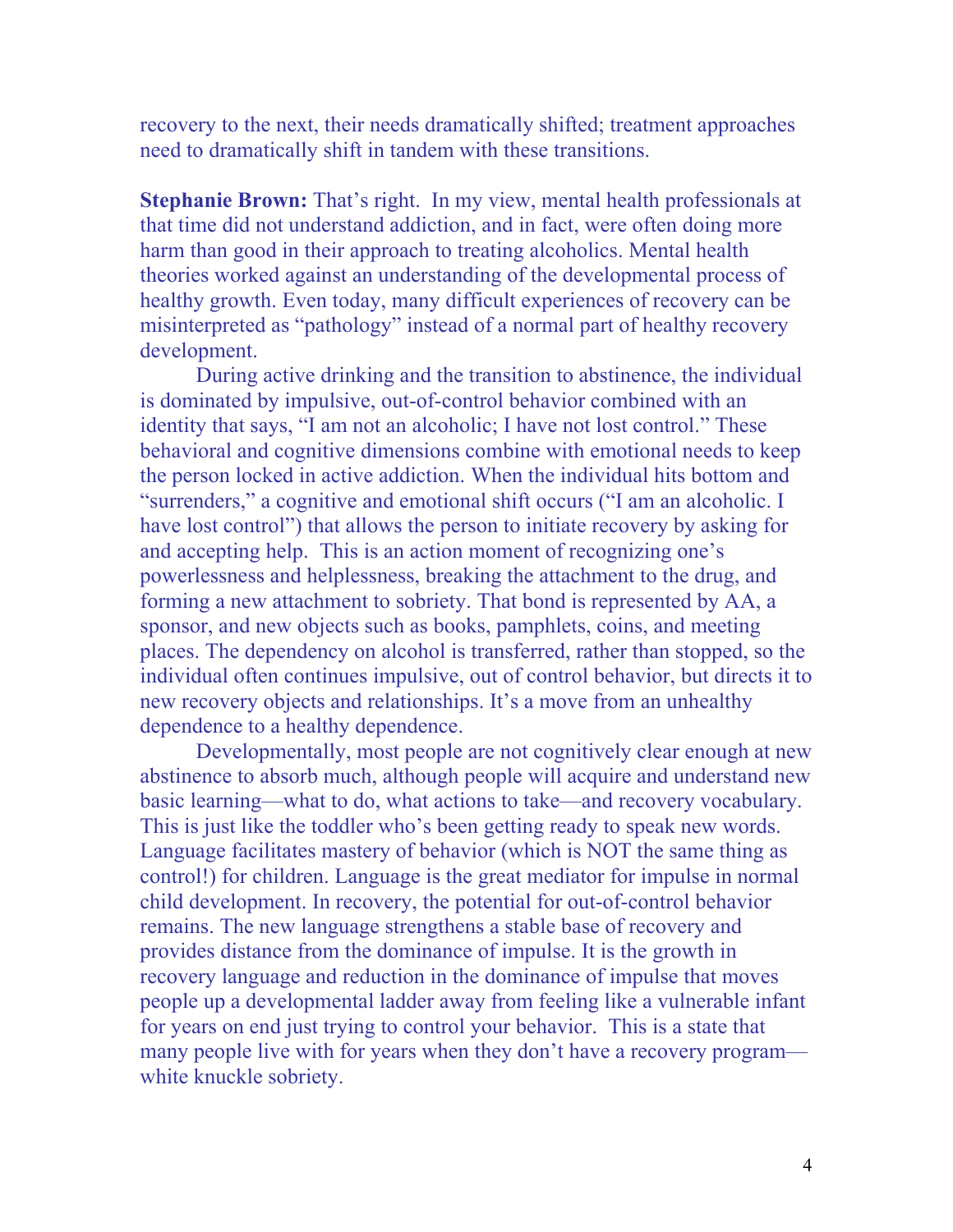recovery to the next, their needs dramatically shifted; treatment approaches need to dramatically shift in tandem with these transitions.

**Stephanie Brown:** That's right. In my view, mental health professionals at that time did not understand addiction, and in fact, were often doing more harm than good in their approach to treating alcoholics. Mental health theories worked against an understanding of the developmental process of healthy growth. Even today, many difficult experiences of recovery can be misinterpreted as "pathology" instead of a normal part of healthy recovery development.

During active drinking and the transition to abstinence, the individual is dominated by impulsive, out-of-control behavior combined with an identity that says, "I am not an alcoholic; I have not lost control." These behavioral and cognitive dimensions combine with emotional needs to keep the person locked in active addiction. When the individual hits bottom and "surrenders," a cognitive and emotional shift occurs ("I am an alcoholic. I have lost control") that allows the person to initiate recovery by asking for and accepting help. This is an action moment of recognizing one's powerlessness and helplessness, breaking the attachment to the drug, and forming a new attachment to sobriety. That bond is represented by AA, a sponsor, and new objects such as books, pamphlets, coins, and meeting places. The dependency on alcohol is transferred, rather than stopped, so the individual often continues impulsive, out of control behavior, but directs it to new recovery objects and relationships. It's a move from an unhealthy dependence to a healthy dependence.

Developmentally, most people are not cognitively clear enough at new abstinence to absorb much, although people will acquire and understand new basic learning—what to do, what actions to take—and recovery vocabulary. This is just like the toddler who's been getting ready to speak new words. Language facilitates mastery of behavior (which is NOT the same thing as control!) for children. Language is the great mediator for impulse in normal child development. In recovery, the potential for out-of-control behavior remains. The new language strengthens a stable base of recovery and provides distance from the dominance of impulse. It is the growth in recovery language and reduction in the dominance of impulse that moves people up a developmental ladder away from feeling like a vulnerable infant for years on end just trying to control your behavior. This is a state that many people live with for years when they don't have a recovery program—white knuckle sobriety.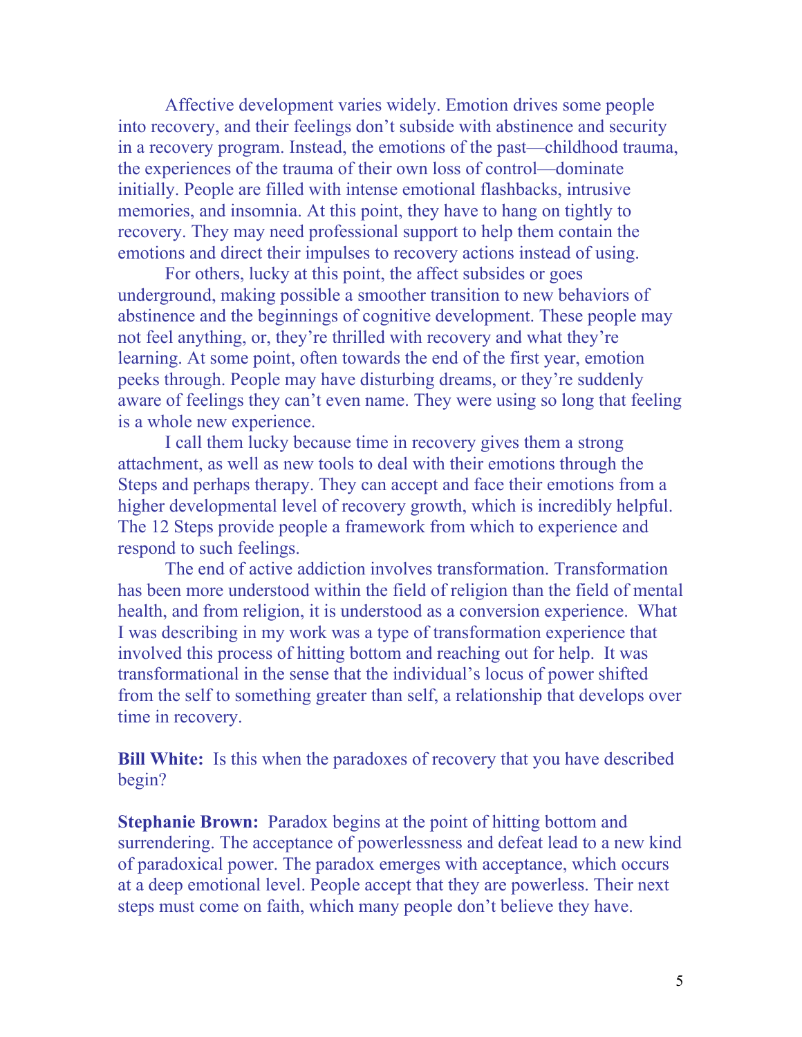Affective development varies widely. Emotion drives some people into recovery, and their feelings don't subside with abstinence and security in a recovery program. Instead, the emotions of the past—childhood trauma, the experiences of the trauma of their own loss of control—dominate initially. People are filled with intense emotional flashbacks, intrusive memories, and insomnia. At this point, they have to hang on tightly to recovery. They may need professional support to help them contain the emotions and direct their impulses to recovery actions instead of using.

For others, lucky at this point, the affect subsides or goes underground, making possible a smoother transition to new behaviors of abstinence and the beginnings of cognitive development. These people may not feel anything, or, they're thrilled with recovery and what they're learning. At some point, often towards the end of the first year, emotion peeks through. People may have disturbing dreams, or they're suddenly aware of feelings they can't even name. They were using so long that feeling is a whole new experience.

I call them lucky because time in recovery gives them a strong attachment, as well as new tools to deal with their emotions through the Steps and perhaps therapy. They can accept and face their emotions from a higher developmental level of recovery growth, which is incredibly helpful. The 12 Steps provide people a framework from which to experience and respond to such feelings.

The end of active addiction involves transformation. Transformation has been more understood within the field of religion than the field of mental health, and from religion, it is understood as a conversion experience. What I was describing in my work was a type of transformation experience that involved this process of hitting bottom and reaching out for help. It was transformational in the sense that the individual's locus of power shifted from the self to something greater than self, a relationship that develops over time in recovery.

**Bill White:** Is this when the paradoxes of recovery that you have described begin?

**Stephanie Brown:** Paradox begins at the point of hitting bottom and surrendering. The acceptance of powerlessness and defeat lead to a new kind of paradoxical power. The paradox emerges with acceptance, which occurs at a deep emotional level. People accept that they are powerless. Their next steps must come on faith, which many people don't believe they have.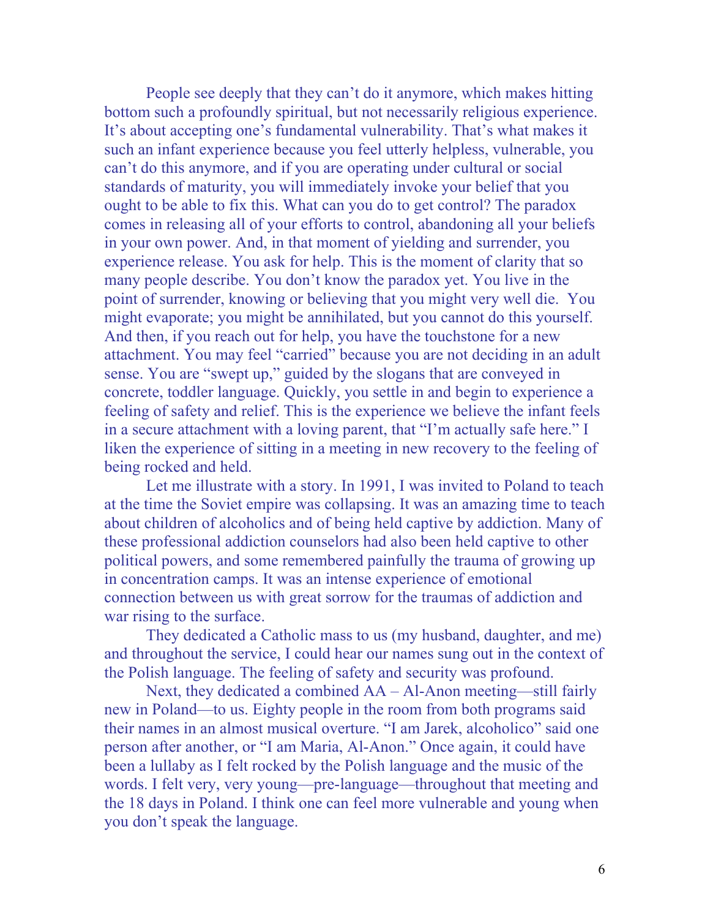People see deeply that they can't do it anymore, which makes hitting bottom such a profoundly spiritual, but not necessarily religious experience. It's about accepting one's fundamental vulnerability. That's what makes it such an infant experience because you feel utterly helpless, vulnerable, you can't do this anymore, and if you are operating under cultural or social standards of maturity, you will immediately invoke your belief that you ought to be able to fix this. What can you do to get control? The paradox comes in releasing all of your efforts to control, abandoning all your beliefs in your own power. And, in that moment of yielding and surrender, you experience release. You ask for help. This is the moment of clarity that so many people describe. You don't know the paradox yet. You live in the point of surrender, knowing or believing that you might very well die. You might evaporate; you might be annihilated, but you cannot do this yourself. And then, if you reach out for help, you have the touchstone for a new attachment. You may feel "carried" because you are not deciding in an adult sense. You are "swept up," guided by the slogans that are conveyed in concrete, toddler language. Quickly, you settle in and begin to experience a feeling of safety and relief. This is the experience we believe the infant feels in a secure attachment with a loving parent, that "I'm actually safe here." I liken the experience of sitting in a meeting in new recovery to the feeling of being rocked and held.

Let me illustrate with a story. In 1991, I was invited to Poland to teach at the time the Soviet empire was collapsing. It was an amazing time to teach about children of alcoholics and of being held captive by addiction. Many of these professional addiction counselors had also been held captive to other political powers, and some remembered painfully the trauma of growing up in concentration camps. It was an intense experience of emotional connection between us with great sorrow for the traumas of addiction and war rising to the surface.

They dedicated a Catholic mass to us (my husband, daughter, and me) and throughout the service, I could hear our names sung out in the context of the Polish language. The feeling of safety and security was profound.

Next, they dedicated a combined AA – Al-Anon meeting—still fairly new in Poland—to us. Eighty people in the room from both programs said their names in an almost musical overture. "I am Jarek, alcoholico" said one person after another, or "I am Maria, Al-Anon." Once again, it could have been a lullaby as I felt rocked by the Polish language and the music of the words. I felt very, very young—pre-language—throughout that meeting and the 18 days in Poland. I think one can feel more vulnerable and young when you don't speak the language.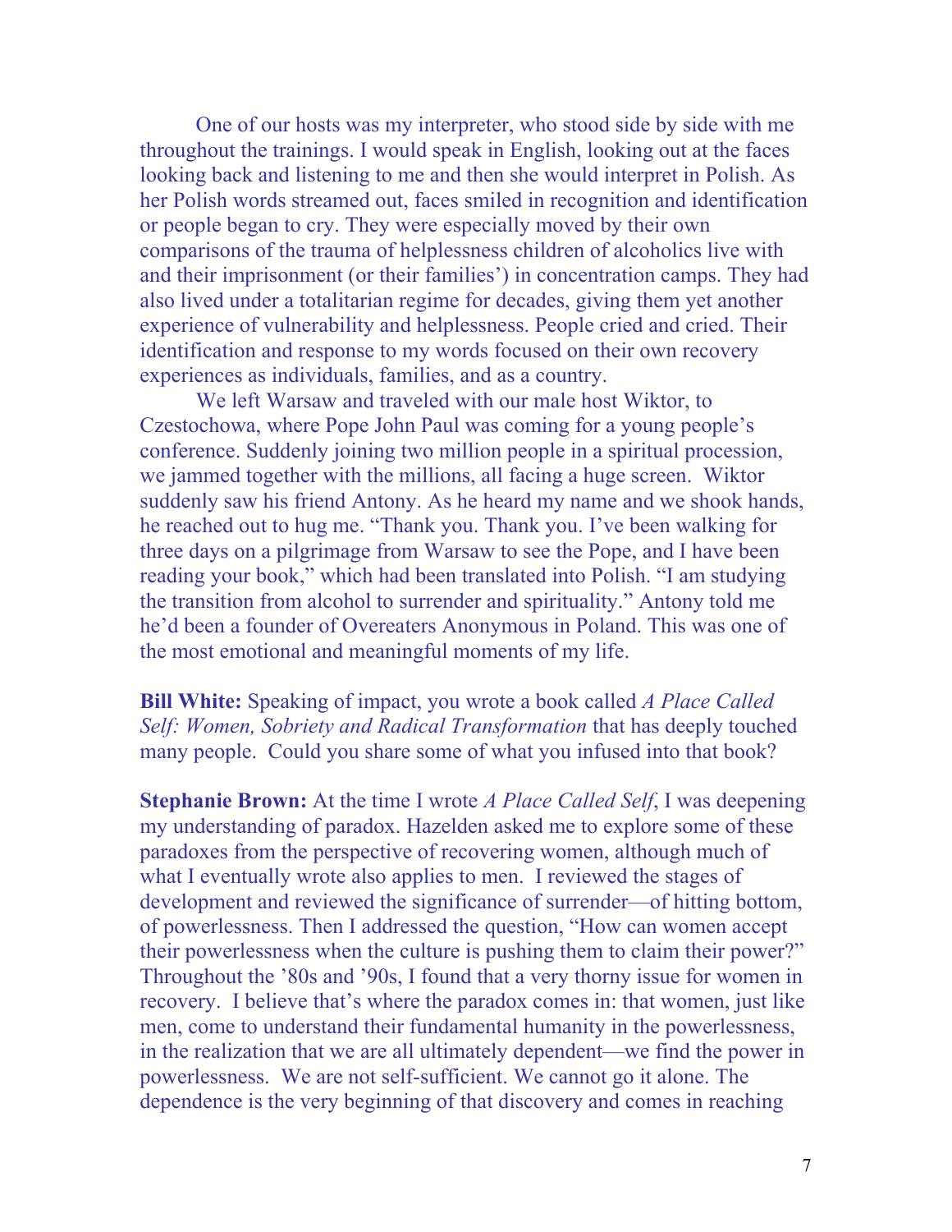One of our hosts was my interpreter, who stood side by side with me throughout the trainings. I would speak in English, looking out at the faces looking back and listening to me and then she would interpret in Polish. As her Polish words streamed out, faces smiled in recognition and identification or people began to cry. They were especially moved by their own comparisons of the trauma of helplessness children of alcoholics live with and their imprisonment (or their families') in concentration camps. They had also lived under a totalitarian regime for decades, giving them yet another experience of vulnerability and helplessness. People cried and cried. Their identification and response to my words focused on their own recovery experiences as individuals, families, and as a country.

We left Warsaw and traveled with our male host Wiktor, to Czestochowa, where Pope John Paul was coming for a young people's conference. Suddenly joining two million people in a spiritual procession, we jammed together with the millions, all facing a huge screen. Wiktor suddenly saw his friend Antony. As he heard my name and we shook hands, he reached out to hug me. "Thank you. Thank you. I've been walking for three days on a pilgrimage from Warsaw to see the Pope, and I have been reading your book," which had been translated into Polish. "I am studying the transition from alcohol to surrender and spirituality." Antony told me he'd been a founder of Overeaters Anonymous in Poland. This was one of the most emotional and meaningful moments of my life.

**Bill White:** Speaking of impact, you wrote a book called *A Place Called Self: Women, Sobriety and Radical Transformation* that has deeply touched many people. Could you share some of what you infused into that book?

**Stephanie Brown:** At the time I wrote *A Place Called Self*, I was deepening my understanding of paradox. Hazelden asked me to explore some of these paradoxes from the perspective of recovering women, although much of what I eventually wrote also applies to men. I reviewed the stages of development and reviewed the significance of surrender—of hitting bottom, of powerlessness. Then I addressed the question, "How can women accept their powerlessness when the culture is pushing them to claim their power?" Throughout the '80s and '90s, I found that a very thorny issue for women in recovery. I believe that's where the paradox comes in: that women, just like men, come to understand their fundamental humanity in the powerlessness, in the realization that we are all ultimately dependent—we find the power in powerlessness. We are not self-sufficient. We cannot go it alone. The dependence is the very beginning of that discovery and comes in reaching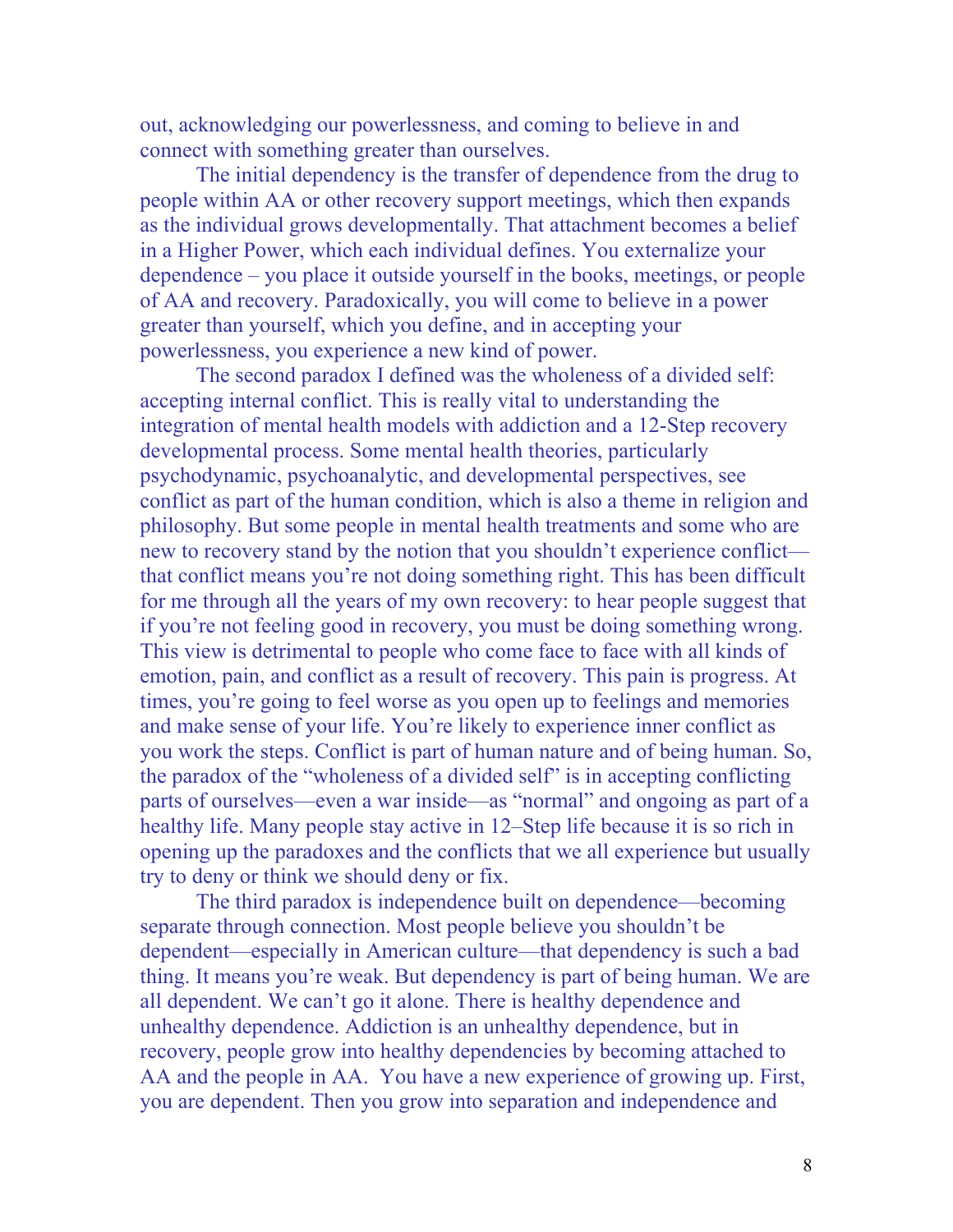out, acknowledging our powerlessness, and coming to believe in and connect with something greater than ourselves.

The initial dependency is the transfer of dependence from the drug to people within AA or other recovery support meetings, which then expands as the individual grows developmentally. That attachment becomes a belief in a Higher Power, which each individual defines. You externalize your dependence – you place it outside yourself in the books, meetings, or people of AA and recovery. Paradoxically, you will come to believe in a power greater than yourself, which you define, and in accepting your powerlessness, you experience a new kind of power.

The second paradox I defined was the wholeness of a divided self: accepting internal conflict. This is really vital to understanding the integration of mental health models with addiction and a 12-Step recovery developmental process. Some mental health theories, particularly psychodynamic, psychoanalytic, and developmental perspectives, see conflict as part of the human condition, which is also a theme in religion and philosophy. But some people in mental health treatments and some who are new to recovery stand by the notion that you shouldn't experience conflict—that conflict means you're not doing something right. This has been difficult for me through all the years of my own recovery: to hear people suggest that if you're not feeling good in recovery, you must be doing something wrong. This view is detrimental to people who come face to face with all kinds of emotion, pain, and conflict as a result of recovery. This pain is progress. At times, you're going to feel worse as you open up to feelings and memories and make sense of your life. You're likely to experience inner conflict as you work the steps. Conflict is part of human nature and of being human. So, the paradox of the "wholeness of a divided self" is in accepting conflicting parts of ourselves—even a war inside—as "normal" and ongoing as part of a healthy life. Many people stay active in 12–Step life because it is so rich in opening up the paradoxes and the conflicts that we all experience but usually try to deny or think we should deny or fix.

The third paradox is independence built on dependence—becoming separate through connection. Most people believe you shouldn't be dependent—especially in American culture—that dependency is such a bad thing. It means you're weak. But dependency is part of being human. We are all dependent. We can't go it alone. There is healthy dependence and unhealthy dependence. Addiction is an unhealthy dependence, but in recovery, people grow into healthy dependencies by becoming attached to AA and the people in AA. You have a new experience of growing up. First, you are dependent. Then you grow into separation and independence and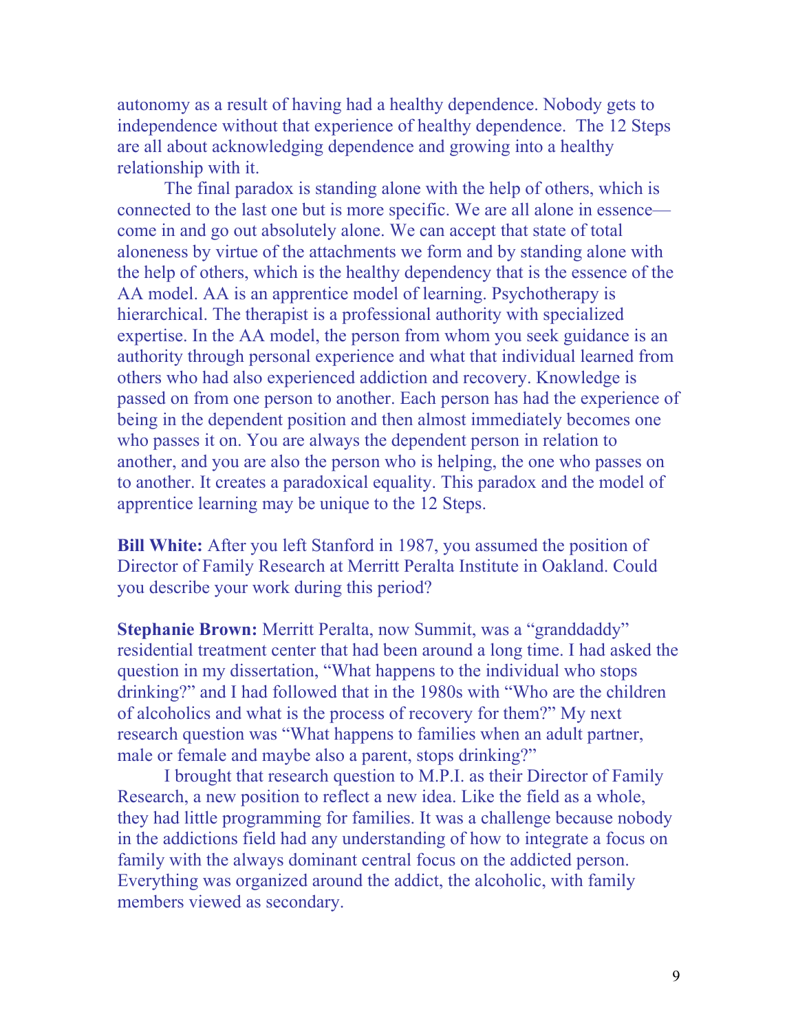autonomy as a result of having had a healthy dependence. Nobody gets to independence without that experience of healthy dependence. The 12 Steps are all about acknowledging dependence and growing into a healthy relationship with it.

The final paradox is standing alone with the help of others, which is connected to the last one but is more specific. We are all alone in essence—come in and go out absolutely alone. We can accept that state of total aloneness by virtue of the attachments we form and by standing alone with the help of others, which is the healthy dependency that is the essence of the AA model. AA is an apprentice model of learning. Psychotherapy is hierarchical. The therapist is a professional authority with specialized expertise. In the AA model, the person from whom you seek guidance is an authority through personal experience and what that individual learned from others who had also experienced addiction and recovery. Knowledge is passed on from one person to another. Each person has had the experience of being in the dependent position and then almost immediately becomes one who passes it on. You are always the dependent person in relation to another, and you are also the person who is helping, the one who passes on to another. It creates a paradoxical equality. This paradox and the model of apprentice learning may be unique to the 12 Steps.

**Bill White:** After you left Stanford in 1987, you assumed the position of Director of Family Research at Merritt Peralta Institute in Oakland. Could you describe your work during this period?

**Stephanie Brown:** Merritt Peralta, now Summit, was a "granddaddy" residential treatment center that had been around a long time. I had asked the question in my dissertation, "What happens to the individual who stops drinking?" and I had followed that in the 1980s with "Who are the children of alcoholics and what is the process of recovery for them?" My next research question was "What happens to families when an adult partner, male or female and maybe also a parent, stops drinking?"

I brought that research question to M.P.I. as their Director of Family Research, a new position to reflect a new idea. Like the field as a whole, they had little programming for families. It was a challenge because nobody in the addictions field had any understanding of how to integrate a focus on family with the always dominant central focus on the addicted person. Everything was organized around the addict, the alcoholic, with family members viewed as secondary.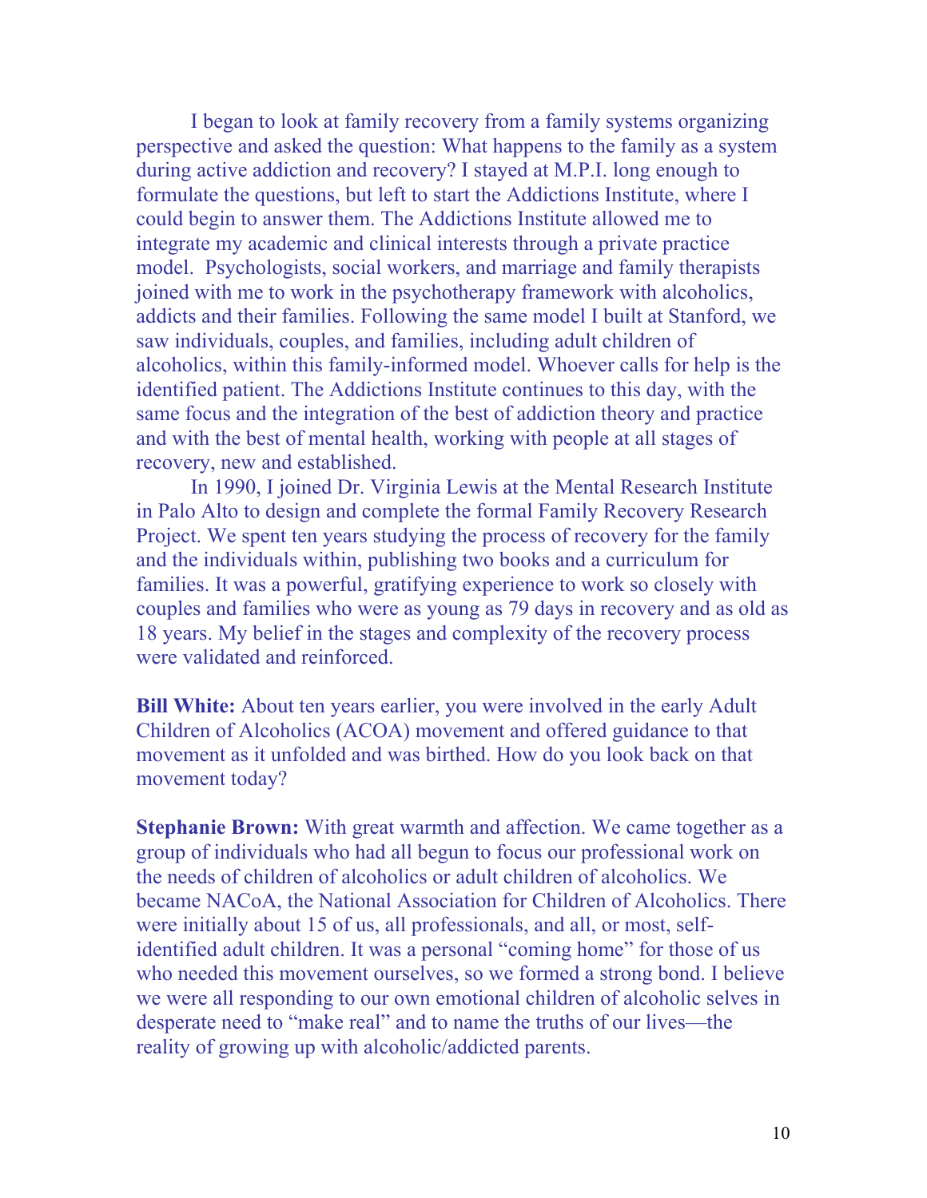I began to look at family recovery from a family systems organizing perspective and asked the question: What happens to the family as a system during active addiction and recovery? I stayed at M.P.I. long enough to formulate the questions, but left to start the Addictions Institute, where I could begin to answer them. The Addictions Institute allowed me to integrate my academic and clinical interests through a private practice model. Psychologists, social workers, and marriage and family therapists joined with me to work in the psychotherapy framework with alcoholics, addicts and their families. Following the same model I built at Stanford, we saw individuals, couples, and families, including adult children of alcoholics, within this family-informed model. Whoever calls for help is the identified patient. The Addictions Institute continues to this day, with the same focus and the integration of the best of addiction theory and practice and with the best of mental health, working with people at all stages of recovery, new and established.

In 1990, I joined Dr. Virginia Lewis at the Mental Research Institute in Palo Alto to design and complete the formal Family Recovery Research Project. We spent ten years studying the process of recovery for the family and the individuals within, publishing two books and a curriculum for families. It was a powerful, gratifying experience to work so closely with couples and families who were as young as 79 days in recovery and as old as 18 years. My belief in the stages and complexity of the recovery process were validated and reinforced.

**Bill White:** About ten years earlier, you were involved in the early Adult Children of Alcoholics (ACOA) movement and offered guidance to that movement as it unfolded and was birthed. How do you look back on that movement today?

**Stephanie Brown:** With great warmth and affection. We came together as a group of individuals who had all begun to focus our professional work on the needs of children of alcoholics or adult children of alcoholics. We became NACoA, the National Association for Children of Alcoholics. There were initially about 15 of us, all professionals, and all, or most, self-identified adult children. It was a personal "coming home" for those of us who needed this movement ourselves, so we formed a strong bond. I believe we were all responding to our own emotional children of alcoholic selves in desperate need to "make real" and to name the truths of our lives—the reality of growing up with alcoholic/addicted parents.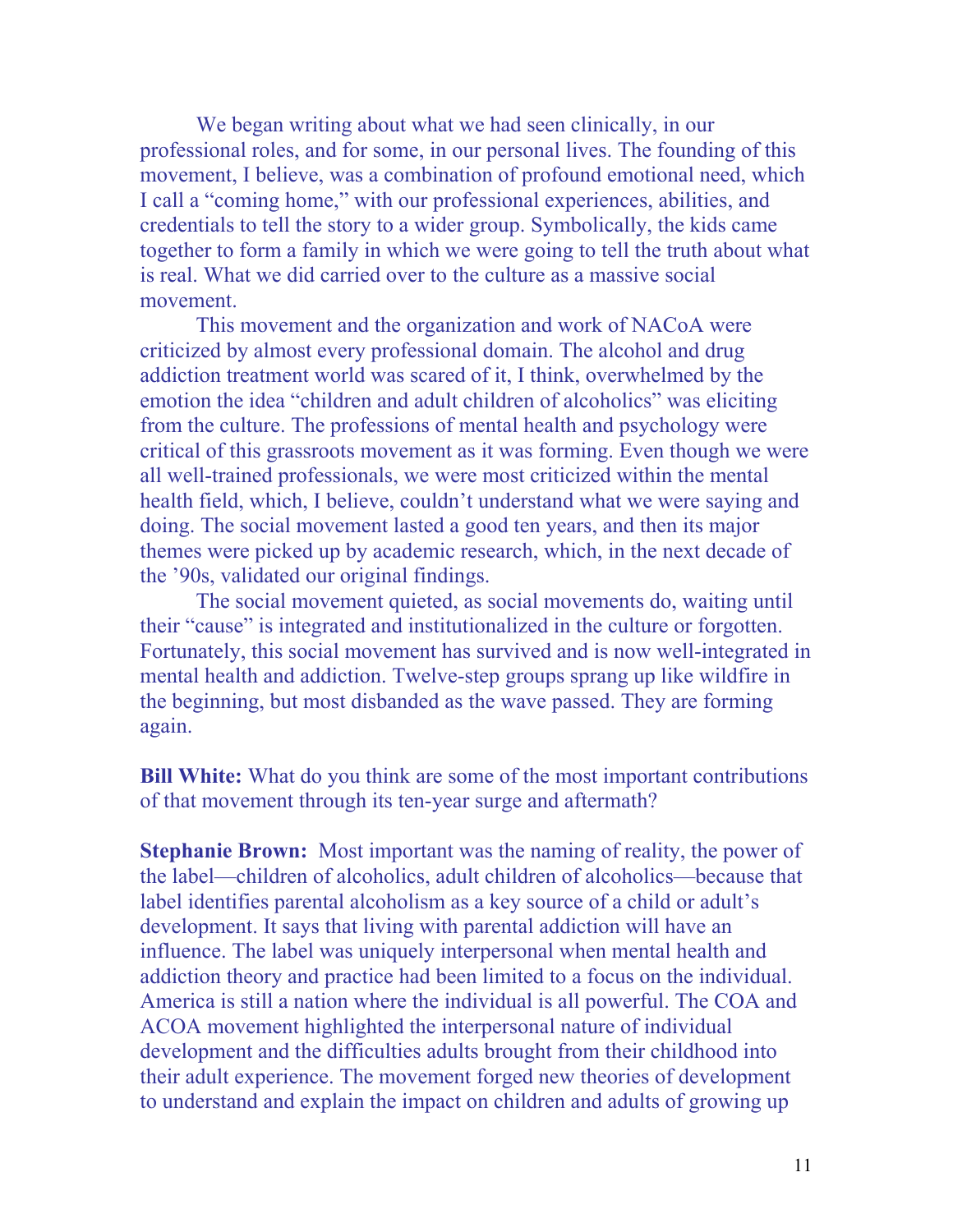We began writing about what we had seen clinically, in our professional roles, and for some, in our personal lives. The founding of this movement, I believe, was a combination of profound emotional need, which I call a "coming home," with our professional experiences, abilities, and credentials to tell the story to a wider group. Symbolically, the kids came together to form a family in which we were going to tell the truth about what is real. What we did carried over to the culture as a massive social movement.

This movement and the organization and work of NACoA were criticized by almost every professional domain. The alcohol and drug addiction treatment world was scared of it, I think, overwhelmed by the emotion the idea "children and adult children of alcoholics" was eliciting from the culture. The professions of mental health and psychology were critical of this grassroots movement as it was forming. Even though we were all well-trained professionals, we were most criticized within the mental health field, which, I believe, couldn't understand what we were saying and doing. The social movement lasted a good ten years, and then its major themes were picked up by academic research, which, in the next decade of the '90s, validated our original findings.

The social movement quieted, as social movements do, waiting until their "cause" is integrated and institutionalized in the culture or forgotten. Fortunately, this social movement has survived and is now well-integrated in mental health and addiction. Twelve-step groups sprang up like wildfire in the beginning, but most disbanded as the wave passed. They are forming again.

**Bill White:** What do you think are some of the most important contributions of that movement through its ten-year surge and aftermath?

**Stephanie Brown:** Most important was the naming of reality, the power of the label—children of alcoholics, adult children of alcoholics—because that label identifies parental alcoholism as a key source of a child or adult's development. It says that living with parental addiction will have an influence. The label was uniquely interpersonal when mental health and addiction theory and practice had been limited to a focus on the individual. America is still a nation where the individual is all powerful. The COA and ACOA movement highlighted the interpersonal nature of individual development and the difficulties adults brought from their childhood into their adult experience. The movement forged new theories of development to understand and explain the impact on children and adults of growing up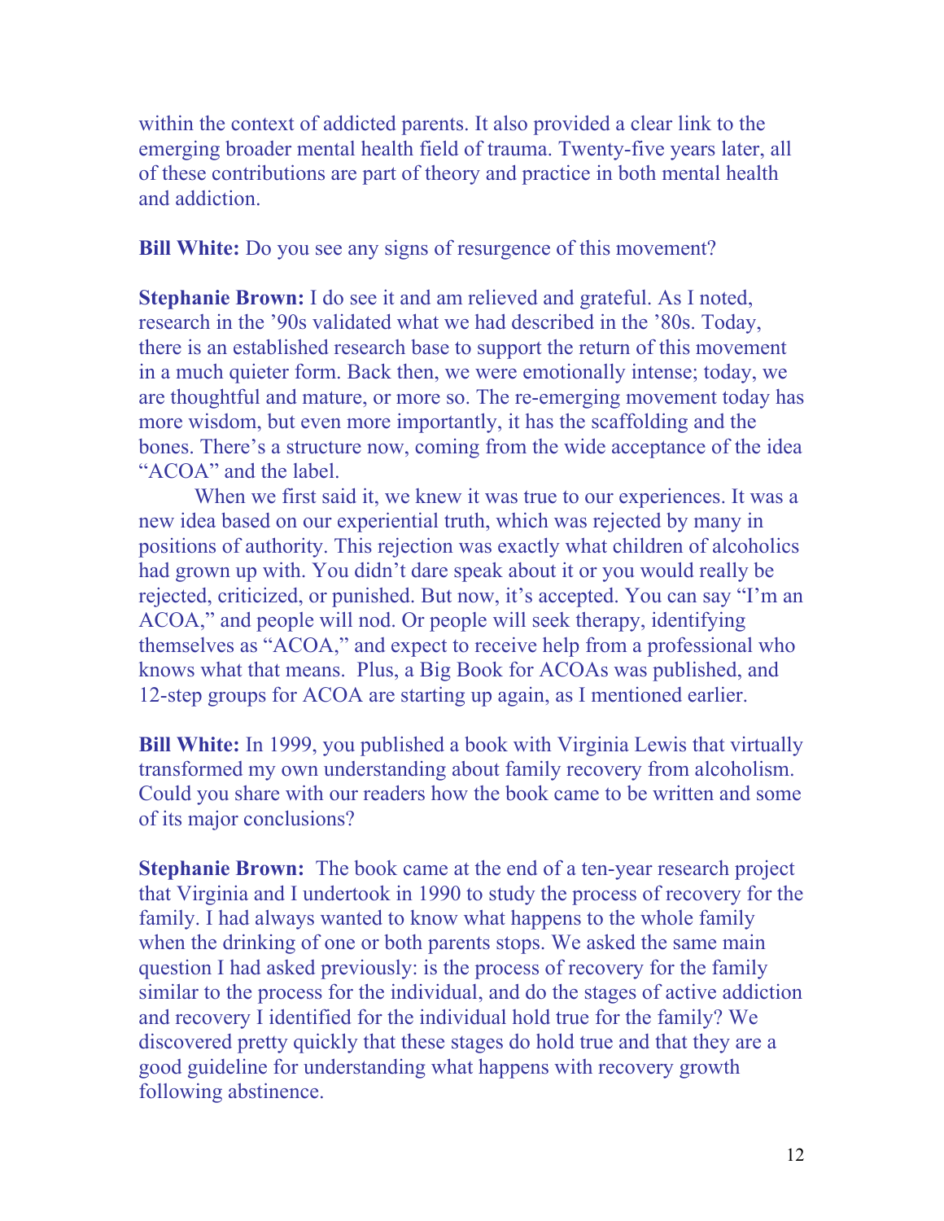within the context of addicted parents. It also provided a clear link to the emerging broader mental health field of trauma. Twenty-five years later, all of these contributions are part of theory and practice in both mental health and addiction.

**Bill White:** Do you see any signs of resurgence of this movement?

**Stephanie Brown:** I do see it and am relieved and grateful. As I noted, research in the '90s validated what we had described in the '80s. Today, there is an established research base to support the return of this movement in a much quieter form. Back then, we were emotionally intense; today, we are thoughtful and mature, or more so. The re-emerging movement today has more wisdom, but even more importantly, it has the scaffolding and the bones. There's a structure now, coming from the wide acceptance of the idea "ACOA" and the label.

When we first said it, we knew it was true to our experiences. It was a new idea based on our experiential truth, which was rejected by many in positions of authority. This rejection was exactly what children of alcoholics had grown up with. You didn't dare speak about it or you would really be rejected, criticized, or punished. But now, it's accepted. You can say "I'm an ACOA," and people will nod. Or people will seek therapy, identifying themselves as "ACOA," and expect to receive help from a professional who knows what that means. Plus, a Big Book for ACOAs was published, and 12-step groups for ACOA are starting up again, as I mentioned earlier.

**Bill White:** In 1999, you published a book with Virginia Lewis that virtually transformed my own understanding about family recovery from alcoholism. Could you share with our readers how the book came to be written and some of its major conclusions?

**Stephanie Brown:** The book came at the end of a ten-year research project that Virginia and I undertook in 1990 to study the process of recovery for the family. I had always wanted to know what happens to the whole family when the drinking of one or both parents stops. We asked the same main question I had asked previously: is the process of recovery for the family similar to the process for the individual, and do the stages of active addiction and recovery I identified for the individual hold true for the family? We discovered pretty quickly that these stages do hold true and that they are a good guideline for understanding what happens with recovery growth following abstinence.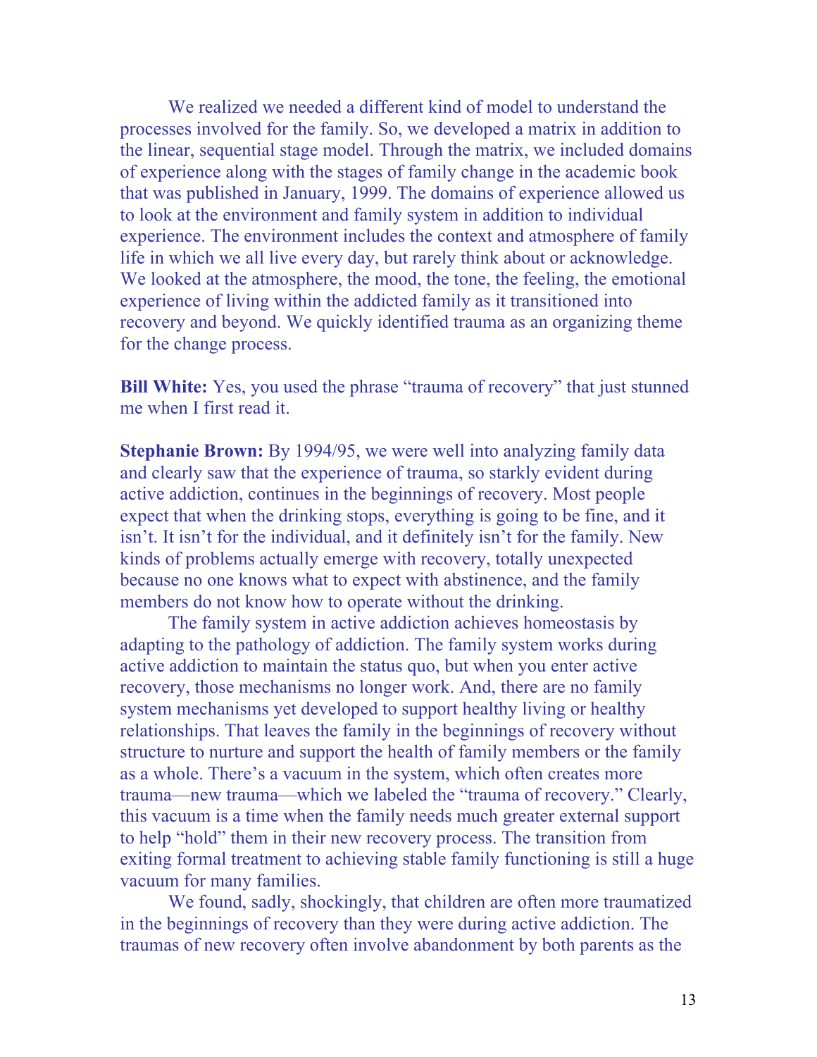We realized we needed a different kind of model to understand the processes involved for the family. So, we developed a matrix in addition to the linear, sequential stage model. Through the matrix, we included domains of experience along with the stages of family change in the academic book that was published in January, 1999. The domains of experience allowed us to look at the environment and family system in addition to individual experience. The environment includes the context and atmosphere of family life in which we all live every day, but rarely think about or acknowledge. We looked at the atmosphere, the mood, the tone, the feeling, the emotional experience of living within the addicted family as it transitioned into recovery and beyond. We quickly identified trauma as an organizing theme for the change process.

**Bill White:** Yes, you used the phrase "trauma of recovery" that just stunned me when I first read it.

**Stephanie Brown:** By 1994/95, we were well into analyzing family data and clearly saw that the experience of trauma, so starkly evident during active addiction, continues in the beginnings of recovery. Most people expect that when the drinking stops, everything is going to be fine, and it isn't. It isn't for the individual, and it definitely isn't for the family. New kinds of problems actually emerge with recovery, totally unexpected because no one knows what to expect with abstinence, and the family members do not know how to operate without the drinking.

The family system in active addiction achieves homeostasis by adapting to the pathology of addiction. The family system works during active addiction to maintain the status quo, but when you enter active recovery, those mechanisms no longer work. And, there are no family system mechanisms yet developed to support healthy living or healthy relationships. That leaves the family in the beginnings of recovery without structure to nurture and support the health of family members or the family as a whole. There's a vacuum in the system, which often creates more trauma—new trauma—which we labeled the "trauma of recovery." Clearly, this vacuum is a time when the family needs much greater external support to help "hold" them in their new recovery process. The transition from exiting formal treatment to achieving stable family functioning is still a huge vacuum for many families.

We found, sadly, shockingly, that children are often more traumatized in the beginnings of recovery than they were during active addiction. The traumas of new recovery often involve abandonment by both parents as the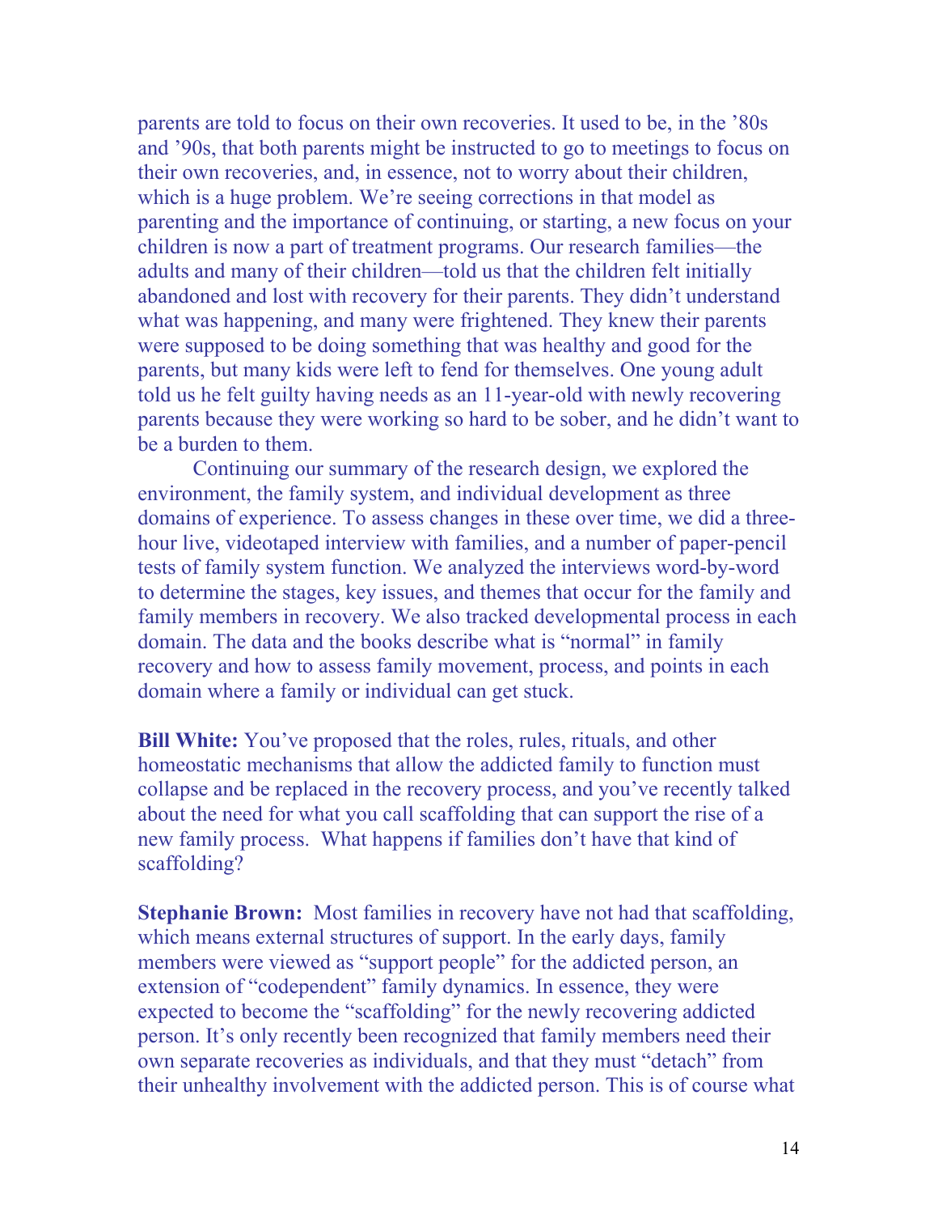parents are told to focus on their own recoveries. It used to be, in the '80s and '90s, that both parents might be instructed to go to meetings to focus on their own recoveries, and, in essence, not to worry about their children, which is a huge problem. We're seeing corrections in that model as parenting and the importance of continuing, or starting, a new focus on your children is now a part of treatment programs. Our research families—the adults and many of their children—told us that the children felt initially abandoned and lost with recovery for their parents. They didn't understand what was happening, and many were frightened. They knew their parents were supposed to be doing something that was healthy and good for the parents, but many kids were left to fend for themselves. One young adult told us he felt guilty having needs as an 11-year-old with newly recovering parents because they were working so hard to be sober, and he didn't want to be a burden to them.

Continuing our summary of the research design, we explored the environment, the family system, and individual development as three domains of experience. To assess changes in these over time, we did a three-hour live, videotaped interview with families, and a number of paper-pencil tests of family system function. We analyzed the interviews word-by-word to determine the stages, key issues, and themes that occur for the family and family members in recovery. We also tracked developmental process in each domain. The data and the books describe what is "normal" in family recovery and how to assess family movement, process, and points in each domain where a family or individual can get stuck.

**Bill White:** You've proposed that the roles, rules, rituals, and other homeostatic mechanisms that allow the addicted family to function must collapse and be replaced in the recovery process, and you've recently talked about the need for what you call scaffolding that can support the rise of a new family process. What happens if families don't have that kind of scaffolding?

**Stephanie Brown:** Most families in recovery have not had that scaffolding, which means external structures of support. In the early days, family members were viewed as "support people" for the addicted person, an extension of "codependent" family dynamics. In essence, they were expected to become the "scaffolding" for the newly recovering addicted person. It's only recently been recognized that family members need their own separate recoveries as individuals, and that they must "detach" from their unhealthy involvement with the addicted person. This is of course what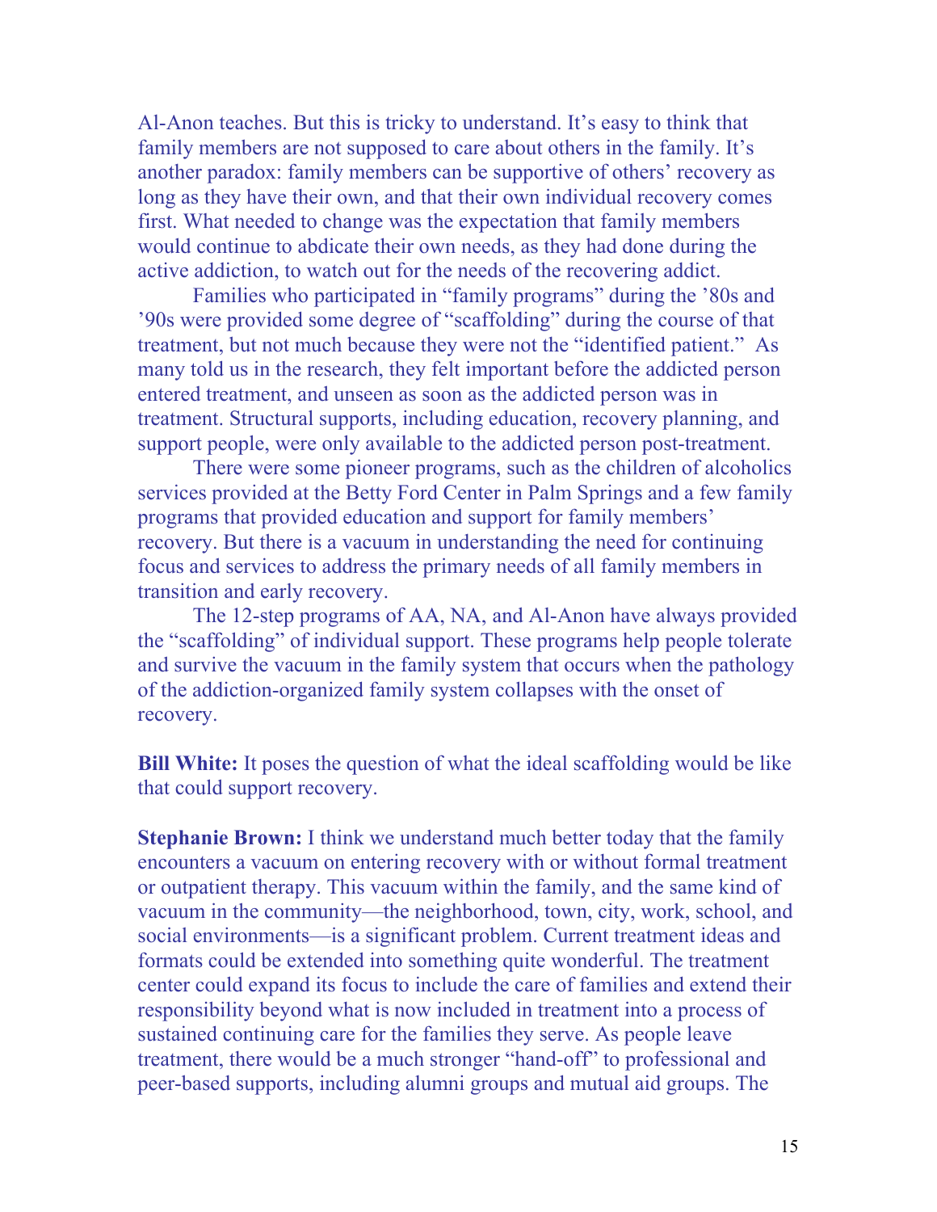Al-Anon teaches. But this is tricky to understand. It's easy to think that family members are not supposed to care about others in the family. It's another paradox: family members can be supportive of others' recovery as long as they have their own, and that their own individual recovery comes first. What needed to change was the expectation that family members would continue to abdicate their own needs, as they had done during the active addiction, to watch out for the needs of the recovering addict.

Families who participated in "family programs" during the '80s and '90s were provided some degree of "scaffolding" during the course of that treatment, but not much because they were not the "identified patient." As many told us in the research, they felt important before the addicted person entered treatment, and unseen as soon as the addicted person was in treatment. Structural supports, including education, recovery planning, and support people, were only available to the addicted person post-treatment.

There were some pioneer programs, such as the children of alcoholics services provided at the Betty Ford Center in Palm Springs and a few family programs that provided education and support for family members' recovery. But there is a vacuum in understanding the need for continuing focus and services to address the primary needs of all family members in transition and early recovery.

The 12-step programs of AA, NA, and Al-Anon have always provided the "scaffolding" of individual support. These programs help people tolerate and survive the vacuum in the family system that occurs when the pathology of the addiction-organized family system collapses with the onset of recovery.

**Bill White:** It poses the question of what the ideal scaffolding would be like that could support recovery.

**Stephanie Brown:** I think we understand much better today that the family encounters a vacuum on entering recovery with or without formal treatment or outpatient therapy. This vacuum within the family, and the same kind of vacuum in the community—the neighborhood, town, city, work, school, and social environments—is a significant problem. Current treatment ideas and formats could be extended into something quite wonderful. The treatment center could expand its focus to include the care of families and extend their responsibility beyond what is now included in treatment into a process of sustained continuing care for the families they serve. As people leave treatment, there would be a much stronger "hand-off" to professional and peer-based supports, including alumni groups and mutual aid groups. The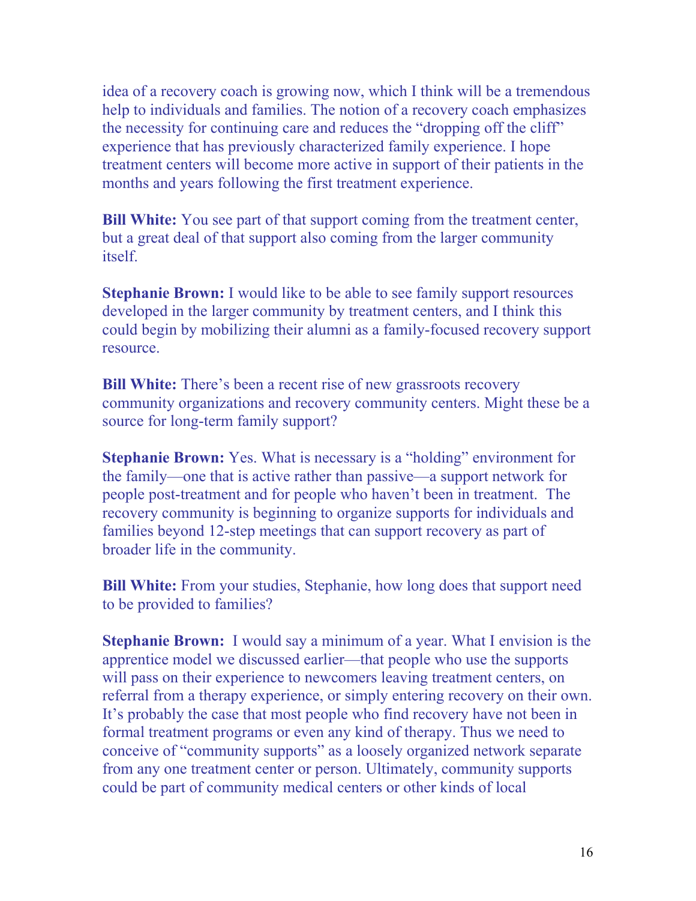idea of a recovery coach is growing now, which I think will be a tremendous help to individuals and families. The notion of a recovery coach emphasizes the necessity for continuing care and reduces the "dropping off the cliff" experience that has previously characterized family experience. I hope treatment centers will become more active in support of their patients in the months and years following the first treatment experience.

**Bill White:** You see part of that support coming from the treatment center, but a great deal of that support also coming from the larger community itself.

**Stephanie Brown:** I would like to be able to see family support resources developed in the larger community by treatment centers, and I think this could begin by mobilizing their alumni as a family-focused recovery support resource.

**Bill White:** There's been a recent rise of new grassroots recovery community organizations and recovery community centers. Might these be a source for long-term family support?

**Stephanie Brown:** Yes. What is necessary is a "holding" environment for the family—one that is active rather than passive—a support network for people post-treatment and for people who haven't been in treatment. The recovery community is beginning to organize supports for individuals and families beyond 12-step meetings that can support recovery as part of broader life in the community.

**Bill White:** From your studies, Stephanie, how long does that support need to be provided to families?

**Stephanie Brown:** I would say a minimum of a year. What I envision is the apprentice model we discussed earlier—that people who use the supports will pass on their experience to newcomers leaving treatment centers, on referral from a therapy experience, or simply entering recovery on their own. It's probably the case that most people who find recovery have not been in formal treatment programs or even any kind of therapy. Thus we need to conceive of "community supports" as a loosely organized network separate from any one treatment center or person. Ultimately, community supports could be part of community medical centers or other kinds of local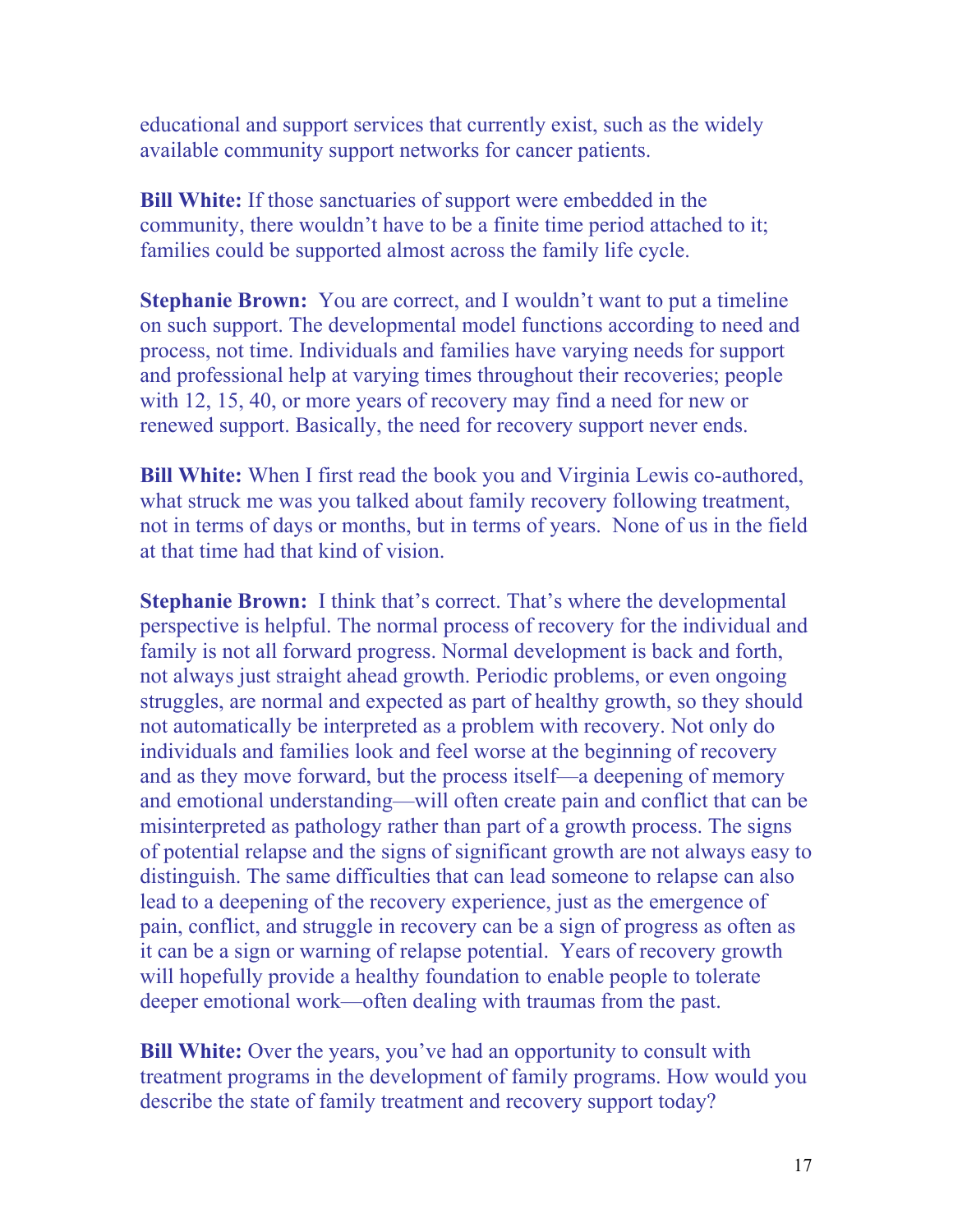educational and support services that currently exist, such as the widely available community support networks for cancer patients.

**Bill White:** If those sanctuaries of support were embedded in the community, there wouldn't have to be a finite time period attached to it; families could be supported almost across the family life cycle.

**Stephanie Brown:** You are correct, and I wouldn't want to put a timeline on such support. The developmental model functions according to need and process, not time. Individuals and families have varying needs for support and professional help at varying times throughout their recoveries; people with 12, 15, 40, or more years of recovery may find a need for new or renewed support. Basically, the need for recovery support never ends.

**Bill White:** When I first read the book you and Virginia Lewis co-authored, what struck me was you talked about family recovery following treatment, not in terms of days or months, but in terms of years. None of us in the field at that time had that kind of vision.

**Stephanie Brown:** I think that's correct. That's where the developmental perspective is helpful. The normal process of recovery for the individual and family is not all forward progress. Normal development is back and forth, not always just straight ahead growth. Periodic problems, or even ongoing struggles, are normal and expected as part of healthy growth, so they should not automatically be interpreted as a problem with recovery. Not only do individuals and families look and feel worse at the beginning of recovery and as they move forward, but the process itself—a deepening of memory and emotional understanding—will often create pain and conflict that can be misinterpreted as pathology rather than part of a growth process. The signs of potential relapse and the signs of significant growth are not always easy to distinguish. The same difficulties that can lead someone to relapse can also lead to a deepening of the recovery experience, just as the emergence of pain, conflict, and struggle in recovery can be a sign of progress as often as it can be a sign or warning of relapse potential. Years of recovery growth will hopefully provide a healthy foundation to enable people to tolerate deeper emotional work—often dealing with traumas from the past.

**Bill White:** Over the years, you've had an opportunity to consult with treatment programs in the development of family programs. How would you describe the state of family treatment and recovery support today?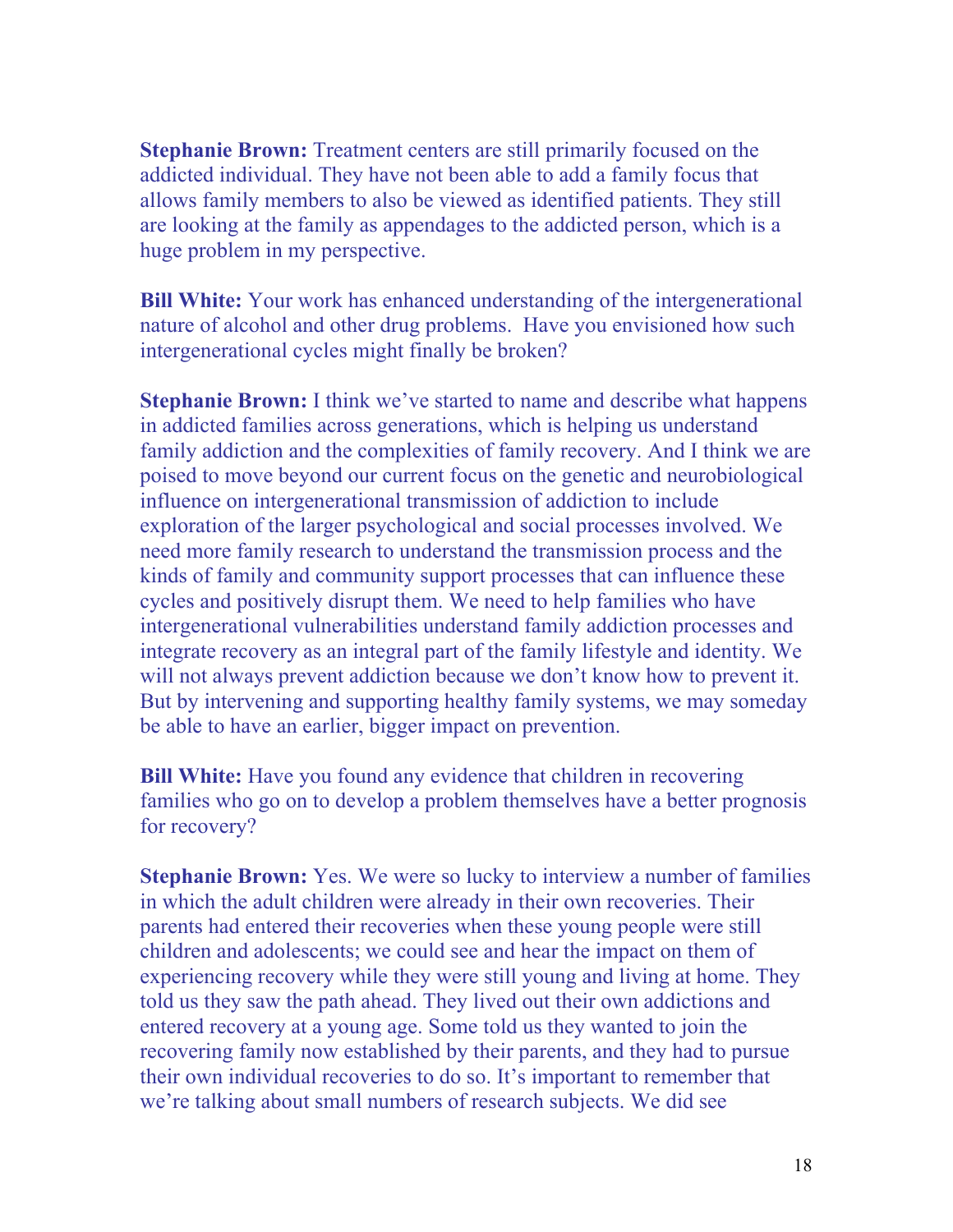**Stephanie Brown:** Treatment centers are still primarily focused on the addicted individual. They have not been able to add a family focus that allows family members to also be viewed as identified patients. They still are looking at the family as appendages to the addicted person, which is a huge problem in my perspective.

**Bill White:** Your work has enhanced understanding of the intergenerational nature of alcohol and other drug problems. Have you envisioned how such intergenerational cycles might finally be broken?

**Stephanie Brown:** I think we've started to name and describe what happens in addicted families across generations, which is helping us understand family addiction and the complexities of family recovery. And I think we are poised to move beyond our current focus on the genetic and neurobiological influence on intergenerational transmission of addiction to include exploration of the larger psychological and social processes involved. We need more family research to understand the transmission process and the kinds of family and community support processes that can influence these cycles and positively disrupt them. We need to help families who have intergenerational vulnerabilities understand family addiction processes and integrate recovery as an integral part of the family lifestyle and identity. We will not always prevent addiction because we don't know how to prevent it. But by intervening and supporting healthy family systems, we may someday be able to have an earlier, bigger impact on prevention.

**Bill White:** Have you found any evidence that children in recovering families who go on to develop a problem themselves have a better prognosis for recovery?

**Stephanie Brown:** Yes. We were so lucky to interview a number of families in which the adult children were already in their own recoveries. Their parents had entered their recoveries when these young people were still children and adolescents; we could see and hear the impact on them of experiencing recovery while they were still young and living at home. They told us they saw the path ahead. They lived out their own addictions and entered recovery at a young age. Some told us they wanted to join the recovering family now established by their parents, and they had to pursue their own individual recoveries to do so. It's important to remember that we're talking about small numbers of research subjects. We did see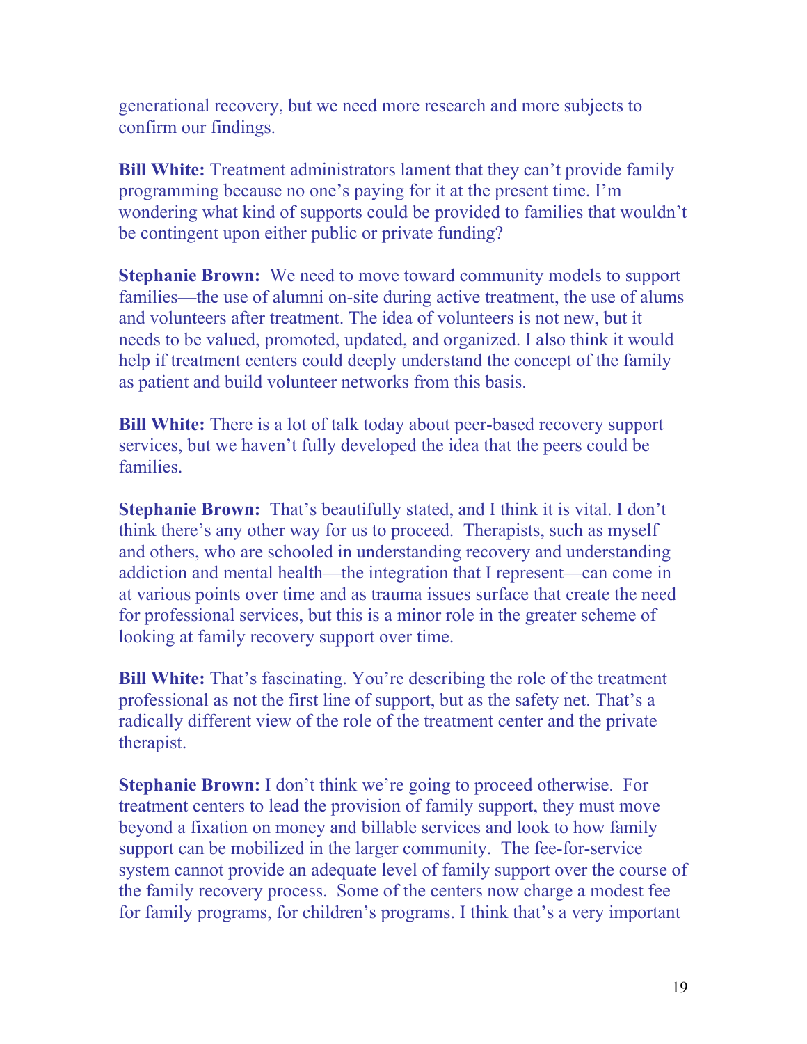generational recovery, but we need more research and more subjects to confirm our findings.

**Bill White:** Treatment administrators lament that they can't provide family programming because no one's paying for it at the present time. I'm wondering what kind of supports could be provided to families that wouldn't be contingent upon either public or private funding?

**Stephanie Brown:** We need to move toward community models to support families—the use of alumni on-site during active treatment, the use of alums and volunteers after treatment. The idea of volunteers is not new, but it needs to be valued, promoted, updated, and organized. I also think it would help if treatment centers could deeply understand the concept of the family as patient and build volunteer networks from this basis.

**Bill White:** There is a lot of talk today about peer-based recovery support services, but we haven't fully developed the idea that the peers could be families.

**Stephanie Brown:** That's beautifully stated, and I think it is vital. I don't think there's any other way for us to proceed. Therapists, such as myself and others, who are schooled in understanding recovery and understanding addiction and mental health—the integration that I represent—can come in at various points over time and as trauma issues surface that create the need for professional services, but this is a minor role in the greater scheme of looking at family recovery support over time.

**Bill White:** That's fascinating. You're describing the role of the treatment professional as not the first line of support, but as the safety net. That's a radically different view of the role of the treatment center and the private therapist.

**Stephanie Brown:** I don't think we're going to proceed otherwise. For treatment centers to lead the provision of family support, they must move beyond a fixation on money and billable services and look to how family support can be mobilized in the larger community. The fee-for-service system cannot provide an adequate level of family support over the course of the family recovery process. Some of the centers now charge a modest fee for family programs, for children's programs. I think that's a very important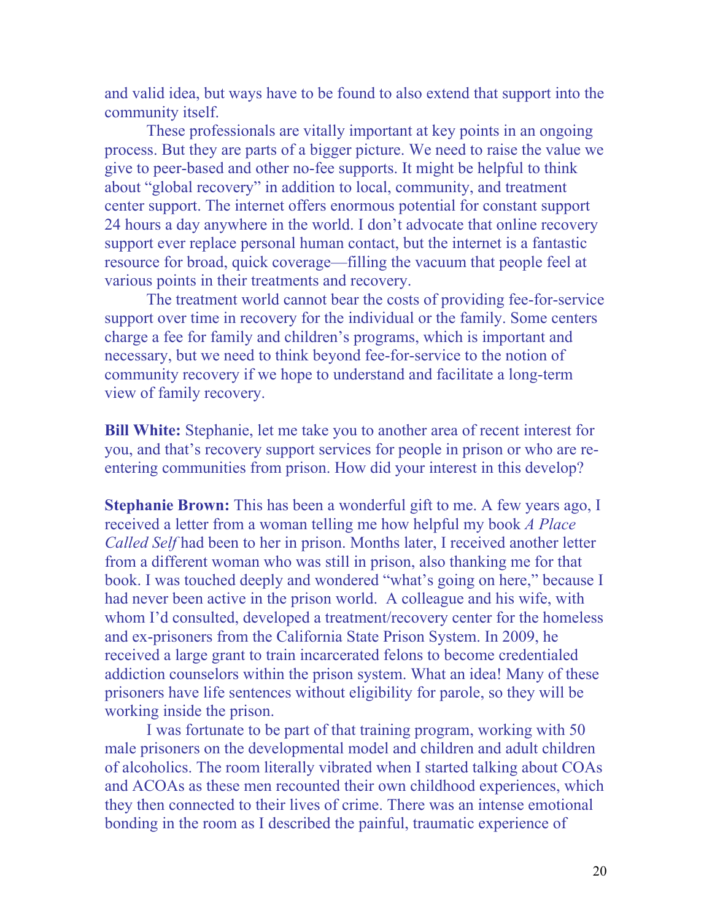and valid idea, but ways have to be found to also extend that support into the community itself.

These professionals are vitally important at key points in an ongoing process. But they are parts of a bigger picture. We need to raise the value we give to peer-based and other no-fee supports. It might be helpful to think about "global recovery" in addition to local, community, and treatment center support. The internet offers enormous potential for constant support 24 hours a day anywhere in the world. I don't advocate that online recovery support ever replace personal human contact, but the internet is a fantastic resource for broad, quick coverage—filling the vacuum that people feel at various points in their treatments and recovery.

The treatment world cannot bear the costs of providing fee-for-service support over time in recovery for the individual or the family. Some centers charge a fee for family and children's programs, which is important and necessary, but we need to think beyond fee-for-service to the notion of community recovery if we hope to understand and facilitate a long-term view of family recovery.

**Bill White:** Stephanie, let me take you to another area of recent interest for you, and that's recovery support services for people in prison or who are re-entering communities from prison. How did your interest in this develop?

**Stephanie Brown:** This has been a wonderful gift to me. A few years ago, I received a letter from a woman telling me how helpful my book *A Place Called Self* had been to her in prison. Months later, I received another letter from a different woman who was still in prison, also thanking me for that book. I was touched deeply and wondered "what's going on here," because I had never been active in the prison world. A colleague and his wife, with whom I'd consulted, developed a treatment/recovery center for the homeless and ex-prisoners from the California State Prison System. In 2009, he received a large grant to train incarcerated felons to become credentialed addiction counselors within the prison system. What an idea! Many of these prisoners have life sentences without eligibility for parole, so they will be working inside the prison.

I was fortunate to be part of that training program, working with 50 male prisoners on the developmental model and children and adult children of alcoholics. The room literally vibrated when I started talking about COAs and ACOAs as these men recounted their own childhood experiences, which they then connected to their lives of crime. There was an intense emotional bonding in the room as I described the painful, traumatic experience of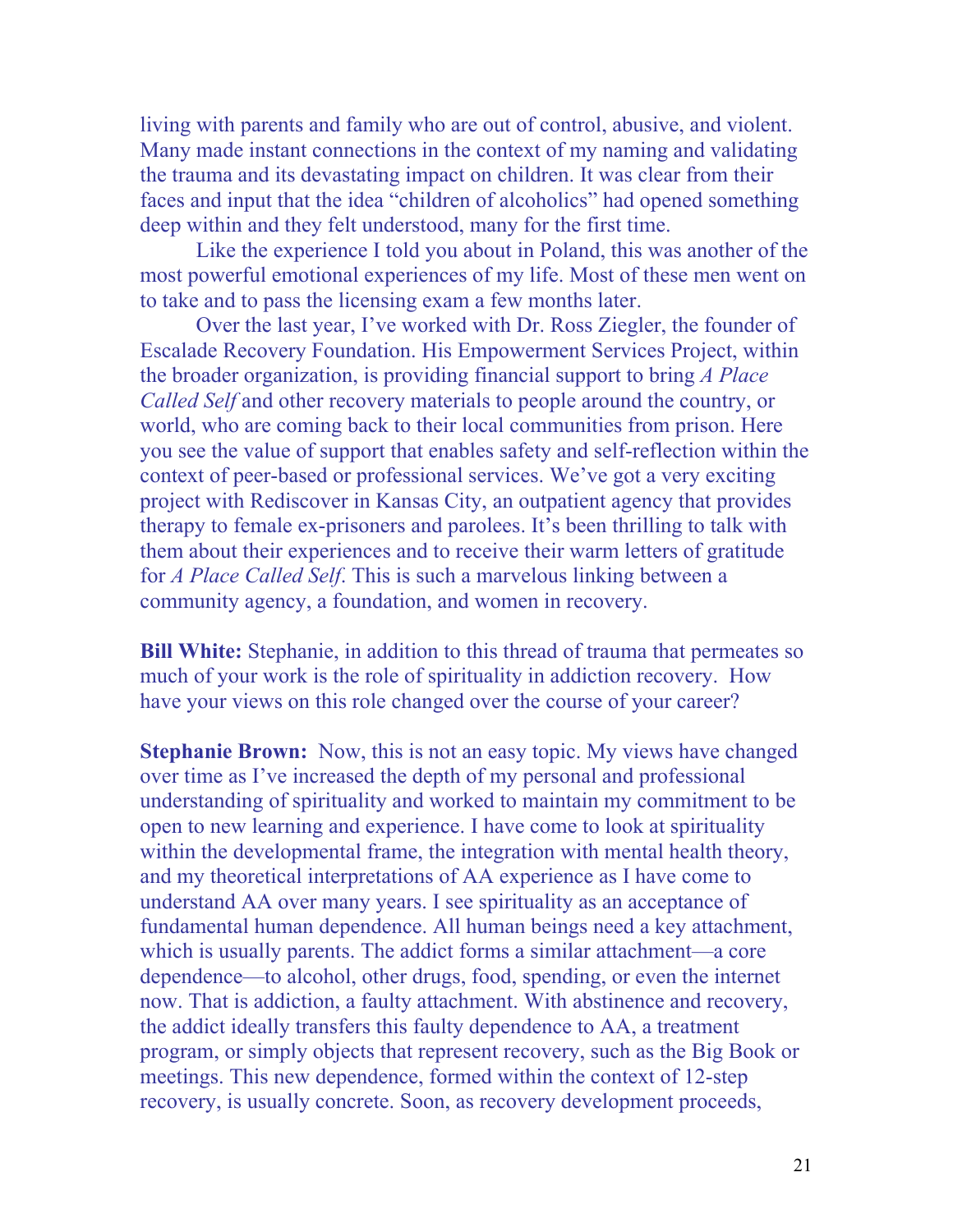living with parents and family who are out of control, abusive, and violent. Many made instant connections in the context of my naming and validating the trauma and its devastating impact on children. It was clear from their faces and input that the idea "children of alcoholics" had opened something deep within and they felt understood, many for the first time.

Like the experience I told you about in Poland, this was another of the most powerful emotional experiences of my life. Most of these men went on to take and to pass the licensing exam a few months later.

Over the last year, I've worked with Dr. Ross Ziegler, the founder of Escalade Recovery Foundation. His Empowerment Services Project, within the broader organization, is providing financial support to bring *A Place Called Self* and other recovery materials to people around the country, or world, who are coming back to their local communities from prison. Here you see the value of support that enables safety and self-reflection within the context of peer-based or professional services. We've got a very exciting project with Rediscover in Kansas City, an outpatient agency that provides therapy to female ex-prisoners and parolees. It's been thrilling to talk with them about their experiences and to receive their warm letters of gratitude for *A Place Called Self*. This is such a marvelous linking between a community agency, a foundation, and women in recovery.

**Bill White:** Stephanie, in addition to this thread of trauma that permeates so much of your work is the role of spirituality in addiction recovery. How have your views on this role changed over the course of your career?

**Stephanie Brown:** Now, this is not an easy topic. My views have changed over time as I've increased the depth of my personal and professional understanding of spirituality and worked to maintain my commitment to be open to new learning and experience. I have come to look at spirituality within the developmental frame, the integration with mental health theory, and my theoretical interpretations of AA experience as I have come to understand AA over many years. I see spirituality as an acceptance of fundamental human dependence. All human beings need a key attachment, which is usually parents. The addict forms a similar attachment—a core dependence—to alcohol, other drugs, food, spending, or even the internet now. That is addiction, a faulty attachment. With abstinence and recovery, the addict ideally transfers this faulty dependence to AA, a treatment program, or simply objects that represent recovery, such as the Big Book or meetings. This new dependence, formed within the context of 12-step recovery, is usually concrete. Soon, as recovery development proceeds,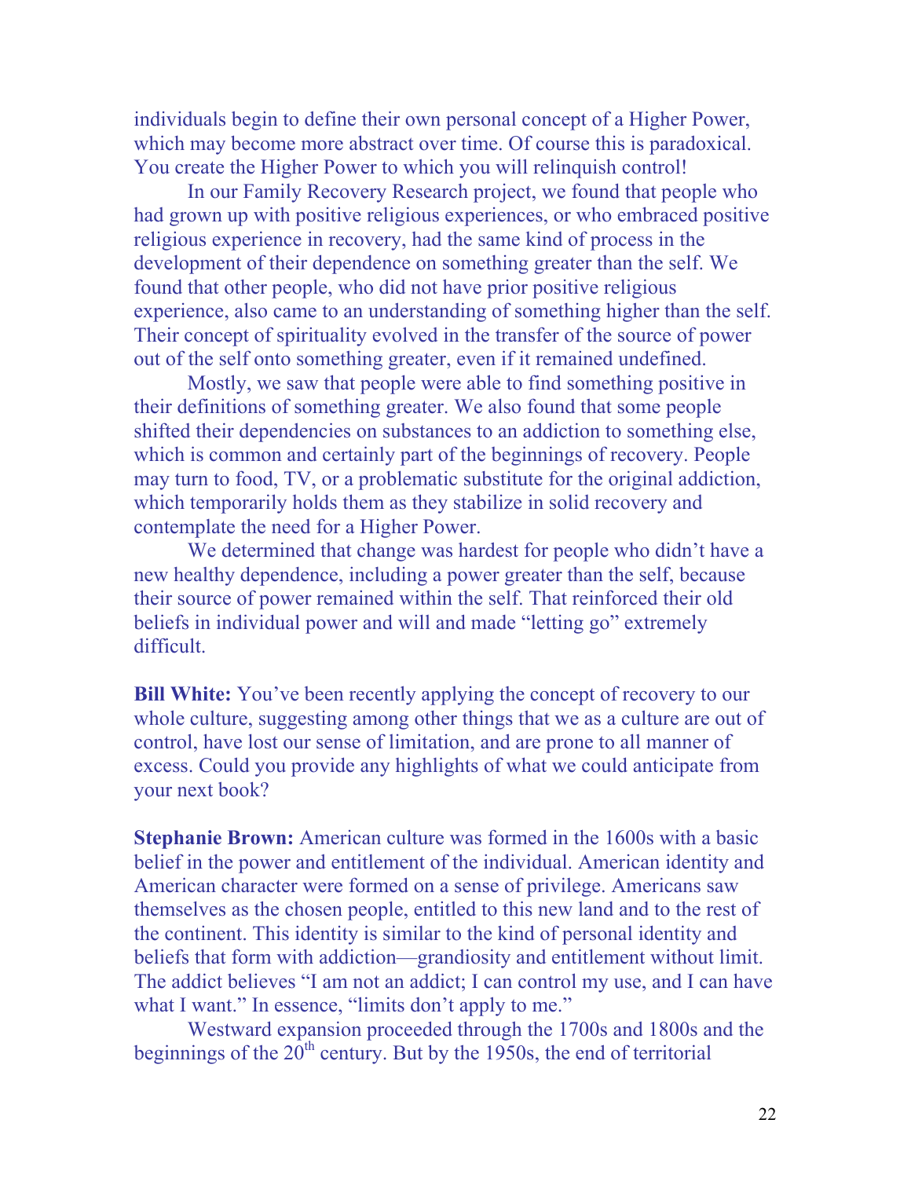individuals begin to define their own personal concept of a Higher Power, which may become more abstract over time. Of course this is paradoxical. You create the Higher Power to which you will relinquish control!

In our Family Recovery Research project, we found that people who had grown up with positive religious experiences, or who embraced positive religious experience in recovery, had the same kind of process in the development of their dependence on something greater than the self. We found that other people, who did not have prior positive religious experience, also came to an understanding of something higher than the self. Their concept of spirituality evolved in the transfer of the source of power out of the self onto something greater, even if it remained undefined.

Mostly, we saw that people were able to find something positive in their definitions of something greater. We also found that some people shifted their dependencies on substances to an addiction to something else, which is common and certainly part of the beginnings of recovery. People may turn to food, TV, or a problematic substitute for the original addiction, which temporarily holds them as they stabilize in solid recovery and contemplate the need for a Higher Power.

We determined that change was hardest for people who didn't have a new healthy dependence, including a power greater than the self, because their source of power remained within the self. That reinforced their old beliefs in individual power and will and made "letting go" extremely difficult.

**Bill White:** You've been recently applying the concept of recovery to our whole culture, suggesting among other things that we as a culture are out of control, have lost our sense of limitation, and are prone to all manner of excess. Could you provide any highlights of what we could anticipate from your next book?

**Stephanie Brown:** American culture was formed in the 1600s with a basic belief in the power and entitlement of the individual. American identity and American character were formed on a sense of privilege. Americans saw themselves as the chosen people, entitled to this new land and to the rest of the continent. This identity is similar to the kind of personal identity and beliefs that form with addiction—grandiosity and entitlement without limit. The addict believes "I am not an addict; I can control my use, and I can have what I want." In essence, "limits don't apply to me."

Westward expansion proceeded through the 1700s and 1800s and the beginnings of the 20th century. But by the 1950s, the end of territorial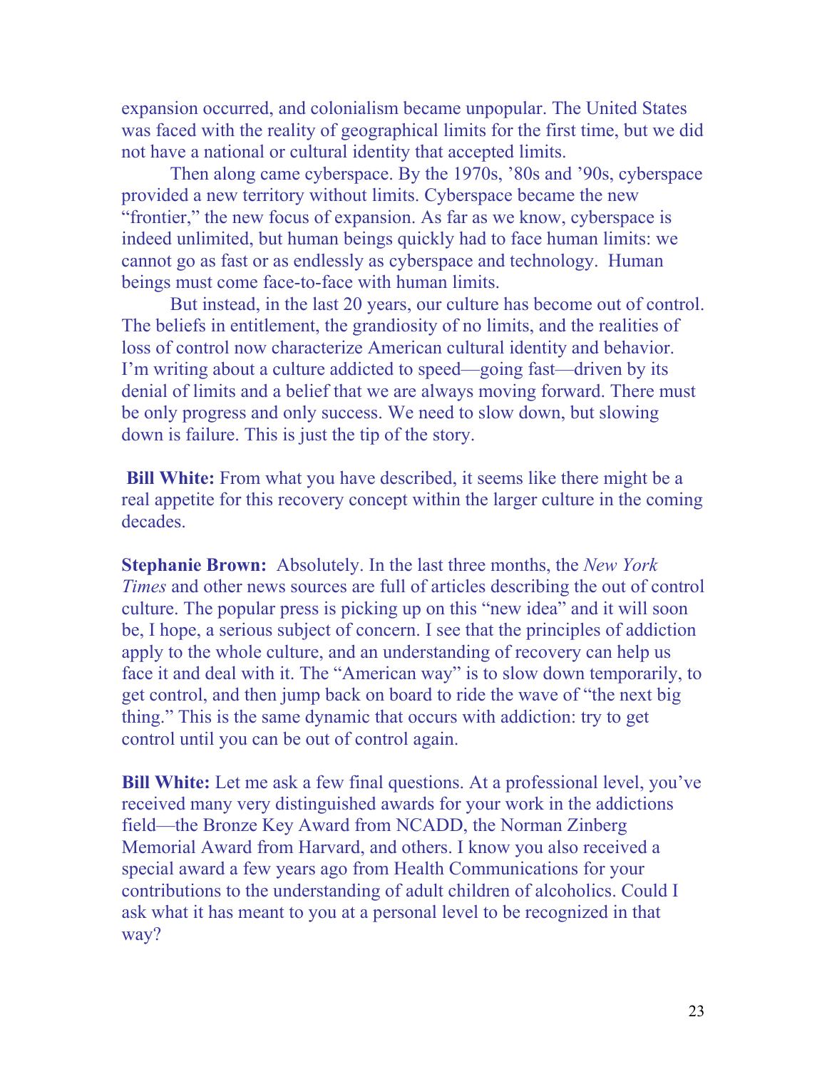expansion occurred, and colonialism became unpopular. The United States was faced with the reality of geographical limits for the first time, but we did not have a national or cultural identity that accepted limits.

Then along came cyberspace. By the 1970s, '80s and '90s, cyberspace provided a new territory without limits. Cyberspace became the new "frontier," the new focus of expansion. As far as we know, cyberspace is indeed unlimited, but human beings quickly had to face human limits: we cannot go as fast or as endlessly as cyberspace and technology. Human beings must come face-to-face with human limits.

But instead, in the last 20 years, our culture has become out of control. The beliefs in entitlement, the grandiosity of no limits, and the realities of loss of control now characterize American cultural identity and behavior. I'm writing about a culture addicted to speed—going fast—driven by its denial of limits and a belief that we are always moving forward. There must be only progress and only success. We need to slow down, but slowing down is failure. This is just the tip of the story.

**Bill White:** From what you have described, it seems like there might be a real appetite for this recovery concept within the larger culture in the coming decades.

**Stephanie Brown:** Absolutely. In the last three months, the *New York Times* and other news sources are full of articles describing the out of control culture. The popular press is picking up on this "new idea" and it will soon be, I hope, a serious subject of concern. I see that the principles of addiction apply to the whole culture, and an understanding of recovery can help us face it and deal with it. The "American way" is to slow down temporarily, to get control, and then jump back on board to ride the wave of "the next big thing." This is the same dynamic that occurs with addiction: try to get control until you can be out of control again.

**Bill White:** Let me ask a few final questions. At a professional level, you've received many very distinguished awards for your work in the addictions field—the Bronze Key Award from NCADD, the Norman Zinberg Memorial Award from Harvard, and others. I know you also received a special award a few years ago from Health Communications for your contributions to the understanding of adult children of alcoholics. Could I ask what it has meant to you at a personal level to be recognized in that way?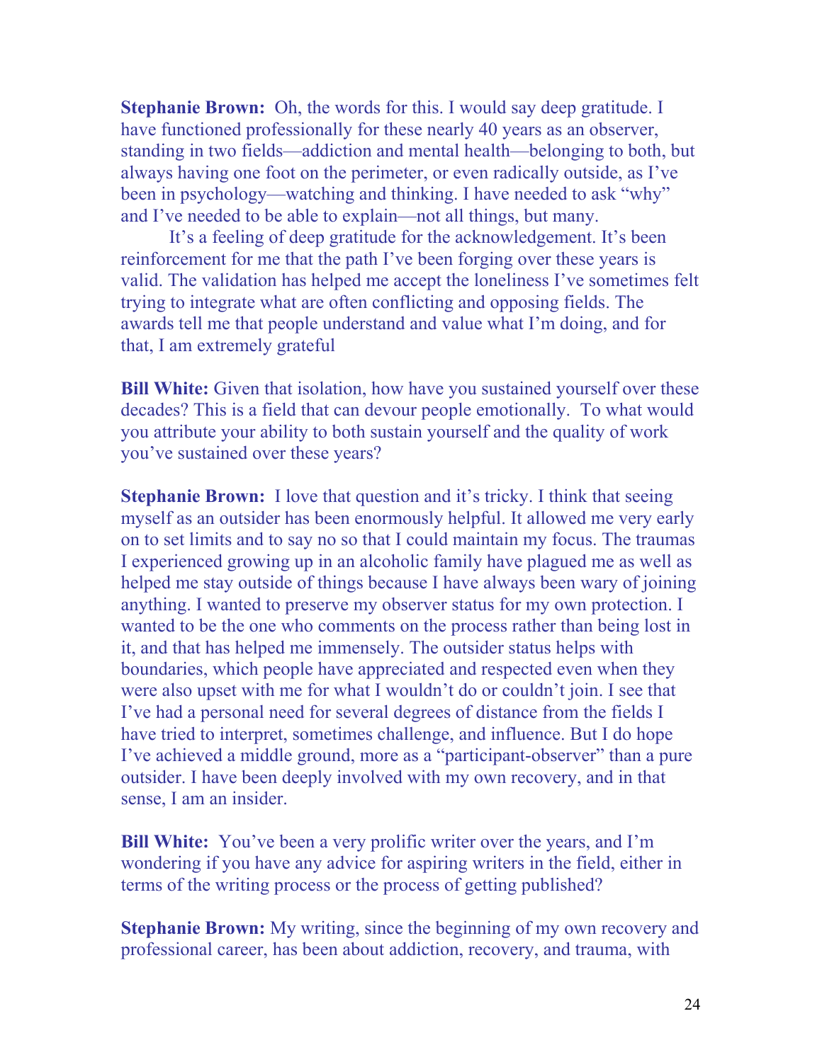**Stephanie Brown:** Oh, the words for this. I would say deep gratitude. I have functioned professionally for these nearly 40 years as an observer, standing in two fields—addiction and mental health—belonging to both, but always having one foot on the perimeter, or even radically outside, as I've been in psychology—watching and thinking. I have needed to ask "why" and I've needed to be able to explain—not all things, but many.

It's a feeling of deep gratitude for the acknowledgement. It's been reinforcement for me that the path I've been forging over these years is valid. The validation has helped me accept the loneliness I've sometimes felt trying to integrate what are often conflicting and opposing fields. The awards tell me that people understand and value what I'm doing, and for that, I am extremely grateful

**Bill White:** Given that isolation, how have you sustained yourself over these decades? This is a field that can devour people emotionally. To what would you attribute your ability to both sustain yourself and the quality of work you've sustained over these years?

**Stephanie Brown:** I love that question and it's tricky. I think that seeing myself as an outsider has been enormously helpful. It allowed me very early on to set limits and to say no so that I could maintain my focus. The traumas I experienced growing up in an alcoholic family have plagued me as well as helped me stay outside of things because I have always been wary of joining anything. I wanted to preserve my observer status for my own protection. I wanted to be the one who comments on the process rather than being lost in it, and that has helped me immensely. The outsider status helps with boundaries, which people have appreciated and respected even when they were also upset with me for what I wouldn't do or couldn't join. I see that I've had a personal need for several degrees of distance from the fields I have tried to interpret, sometimes challenge, and influence. But I do hope I've achieved a middle ground, more as a "participant-observer" than a pure outsider. I have been deeply involved with my own recovery, and in that sense, I am an insider.

**Bill White:** You've been a very prolific writer over the years, and I'm wondering if you have any advice for aspiring writers in the field, either in terms of the writing process or the process of getting published?

**Stephanie Brown:** My writing, since the beginning of my own recovery and professional career, has been about addiction, recovery, and trauma, with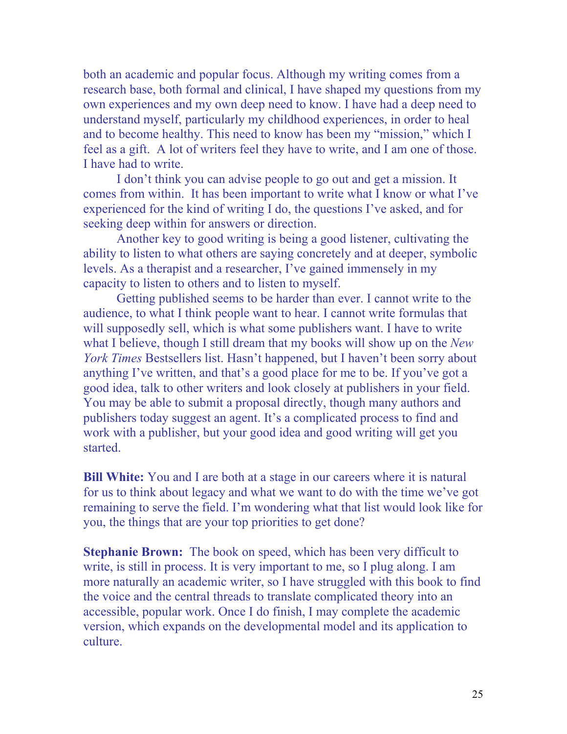both an academic and popular focus. Although my writing comes from a research base, both formal and clinical, I have shaped my questions from my own experiences and my own deep need to know. I have had a deep need to understand myself, particularly my childhood experiences, in order to heal and to become healthy. This need to know has been my "mission," which I feel as a gift. A lot of writers feel they have to write, and I am one of those. I have had to write.

I don't think you can advise people to go out and get a mission. It comes from within. It has been important to write what I know or what I've experienced for the kind of writing I do, the questions I've asked, and for seeking deep within for answers or direction.

Another key to good writing is being a good listener, cultivating the ability to listen to what others are saying concretely and at deeper, symbolic levels. As a therapist and a researcher, I've gained immensely in my capacity to listen to others and to listen to myself.

Getting published seems to be harder than ever. I cannot write to the audience, to what I think people want to hear. I cannot write formulas that will supposedly sell, which is what some publishers want. I have to write what I believe, though I still dream that my books will show up on the *New York Times* Bestsellers list. Hasn't happened, but I haven't been sorry about anything I've written, and that's a good place for me to be. If you've got a good idea, talk to other writers and look closely at publishers in your field. You may be able to submit a proposal directly, though many authors and publishers today suggest an agent. It's a complicated process to find and work with a publisher, but your good idea and good writing will get you started.

**Bill White:** You and I are both at a stage in our careers where it is natural for us to think about legacy and what we want to do with the time we've got remaining to serve the field. I'm wondering what that list would look like for you, the things that are your top priorities to get done?

**Stephanie Brown:** The book on speed, which has been very difficult to write, is still in process. It is very important to me, so I plug along. I am more naturally an academic writer, so I have struggled with this book to find the voice and the central threads to translate complicated theory into an accessible, popular work. Once I do finish, I may complete the academic version, which expands on the developmental model and its application to culture.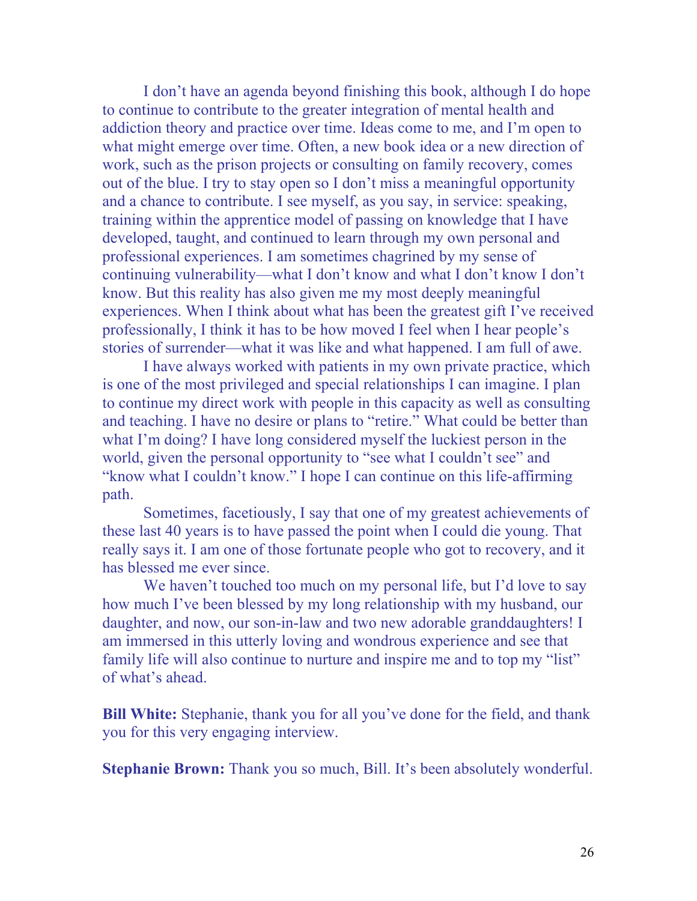I don't have an agenda beyond finishing this book, although I do hope to continue to contribute to the greater integration of mental health and addiction theory and practice over time. Ideas come to me, and I'm open to what might emerge over time. Often, a new book idea or a new direction of work, such as the prison projects or consulting on family recovery, comes out of the blue. I try to stay open so I don't miss a meaningful opportunity and a chance to contribute. I see myself, as you say, in service: speaking, training within the apprentice model of passing on knowledge that I have developed, taught, and continued to learn through my own personal and professional experiences. I am sometimes chagrined by my sense of continuing vulnerability—what I don't know and what I don't know I don't know. But this reality has also given me my most deeply meaningful experiences. When I think about what has been the greatest gift I've received professionally, I think it has to be how moved I feel when I hear people's stories of surrender—what it was like and what happened. I am full of awe.

I have always worked with patients in my own private practice, which is one of the most privileged and special relationships I can imagine. I plan to continue my direct work with people in this capacity as well as consulting and teaching. I have no desire or plans to "retire." What could be better than what I'm doing? I have long considered myself the luckiest person in the world, given the personal opportunity to "see what I couldn't see" and "know what I couldn't know." I hope I can continue on this life-affirming path.

Sometimes, facetiously, I say that one of my greatest achievements of these last 40 years is to have passed the point when I could die young. That really says it. I am one of those fortunate people who got to recovery, and it has blessed me ever since.

We haven't touched too much on my personal life, but I'd love to say how much I've been blessed by my long relationship with my husband, our daughter, and now, our son-in-law and two new adorable granddaughters! I am immersed in this utterly loving and wondrous experience and see that family life will also continue to nurture and inspire me and to top my "list" of what's ahead.

**Bill White:** Stephanie, thank you for all you've done for the field, and thank you for this very engaging interview.

**Stephanie Brown:** Thank you so much, Bill. It's been absolutely wonderful.